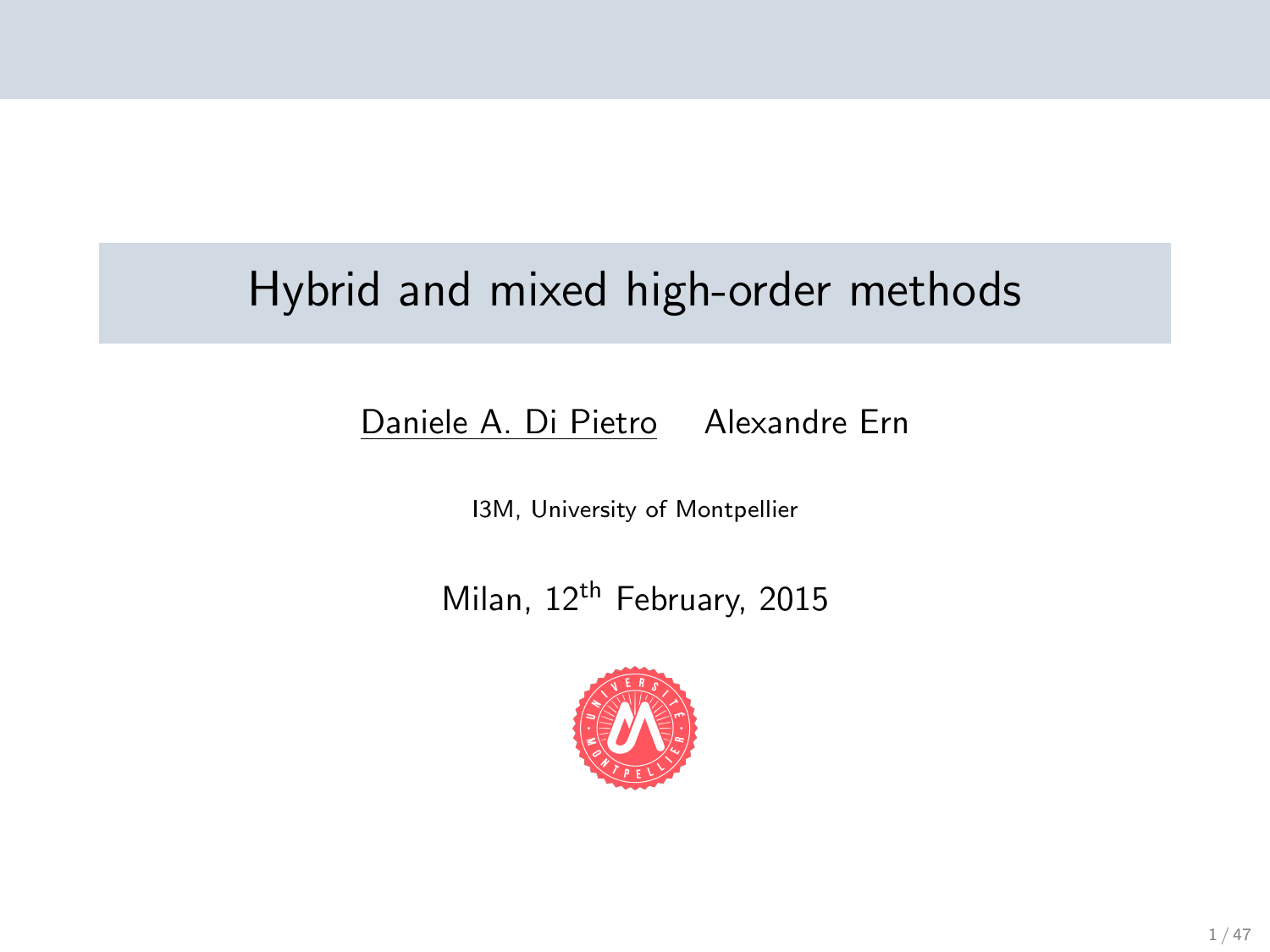# Hybrid and mixed high-order methods

Daniele A. Di Pietro    Alexandre Ern

I3M, University of Montpellier

Milan, 12$^{\text{th}}$ February, 2015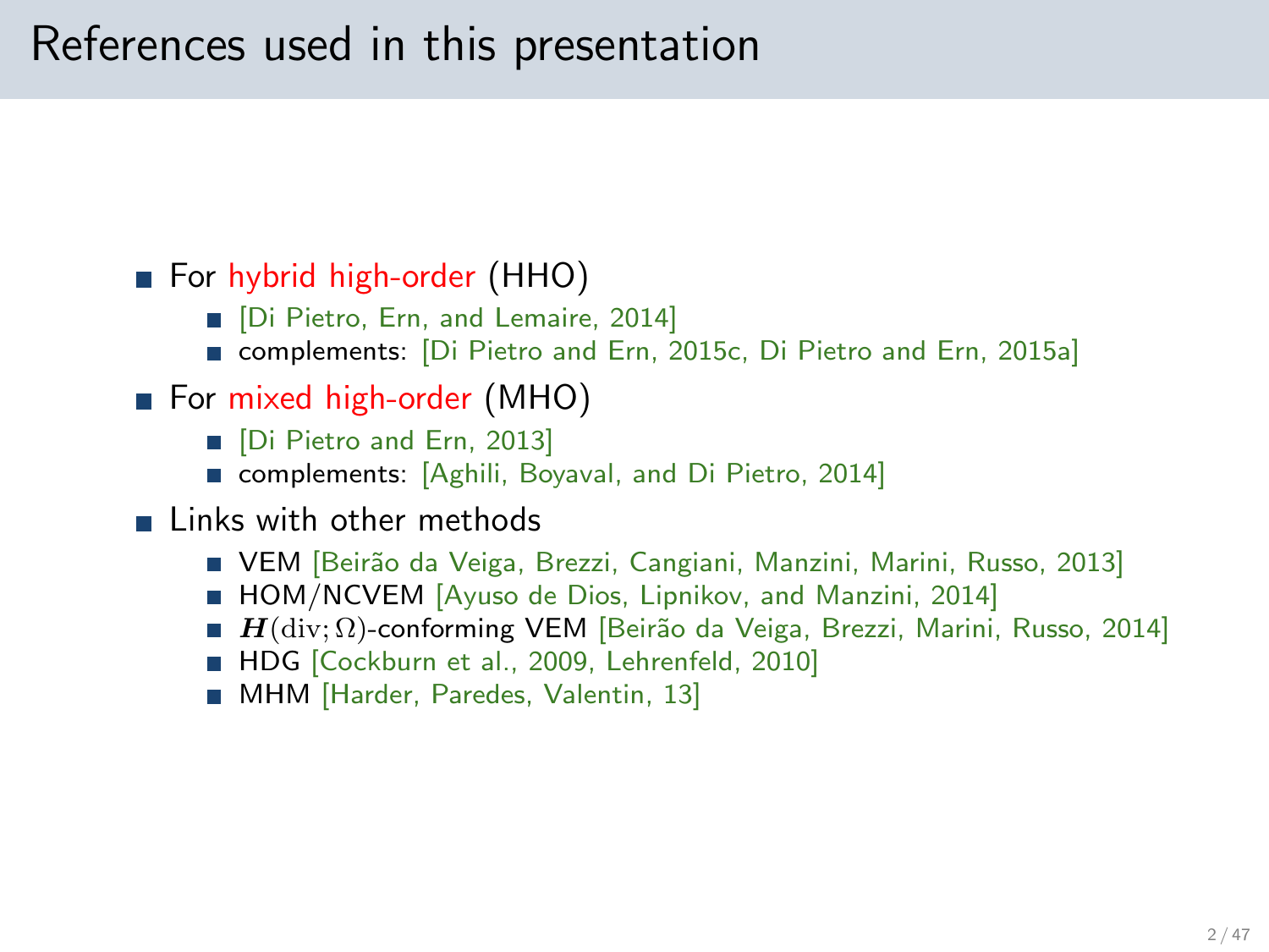# References used in this presentation

- For hybrid high-order (HHO)
  - [Di Pietro, Ern, and Lemaire, 2014]
  - complements: [Di Pietro and Ern, 2015c, Di Pietro and Ern, 2015a]
- For mixed high-order (MHO)
  - [Di Pietro and Ern, 2013]
  - complements: [Aghili, Boyaval, and Di Pietro, 2014]
- Links with other methods
  - VEM [Beirão da Veiga, Brezzi, Cangiani, Manzini, Marini, Russo, 2013]
  - HOM/NCVEM [Ayuso de Dios, Lipnikov, and Manzini, 2014]
  - $\boldsymbol{H}(\mathrm{div};\Omega)$-conforming VEM [Beirão da Veiga, Brezzi, Marini, Russo, 2014]
  - HDG [Cockburn et al., 2009, Lehrenfeld, 2010]
  - MHM [Harder, Paredes, Valentin, 13]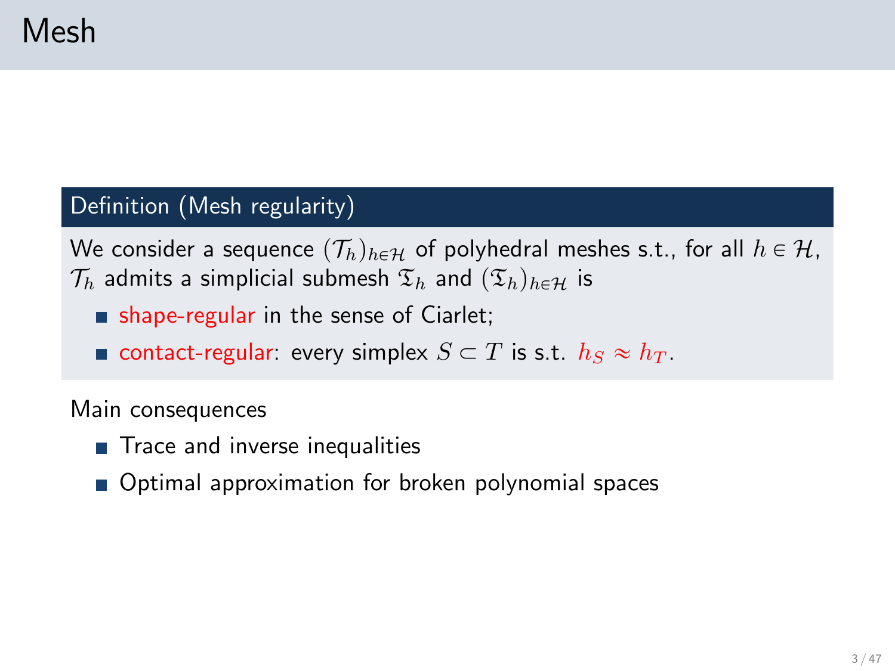# Mesh

### Definition (Mesh regularity)

We consider a sequence $(\mathcal{T}_h)_{h\in\mathcal{H}}$ of polyhedral meshes s.t., for all $h \in \mathcal{H}$, $\mathcal{T}_h$ admits a simplicial submesh $\mathfrak{T}_h$ and $(\mathfrak{T}_h)_{h\in\mathcal{H}}$ is

- shape-regular in the sense of Ciarlet;
- contact-regular: every simplex $S \subset T$ is s.t. $h_S \approx h_T$.

Main consequences

- Trace and inverse inequalities
- Optimal approximation for broken polynomial spaces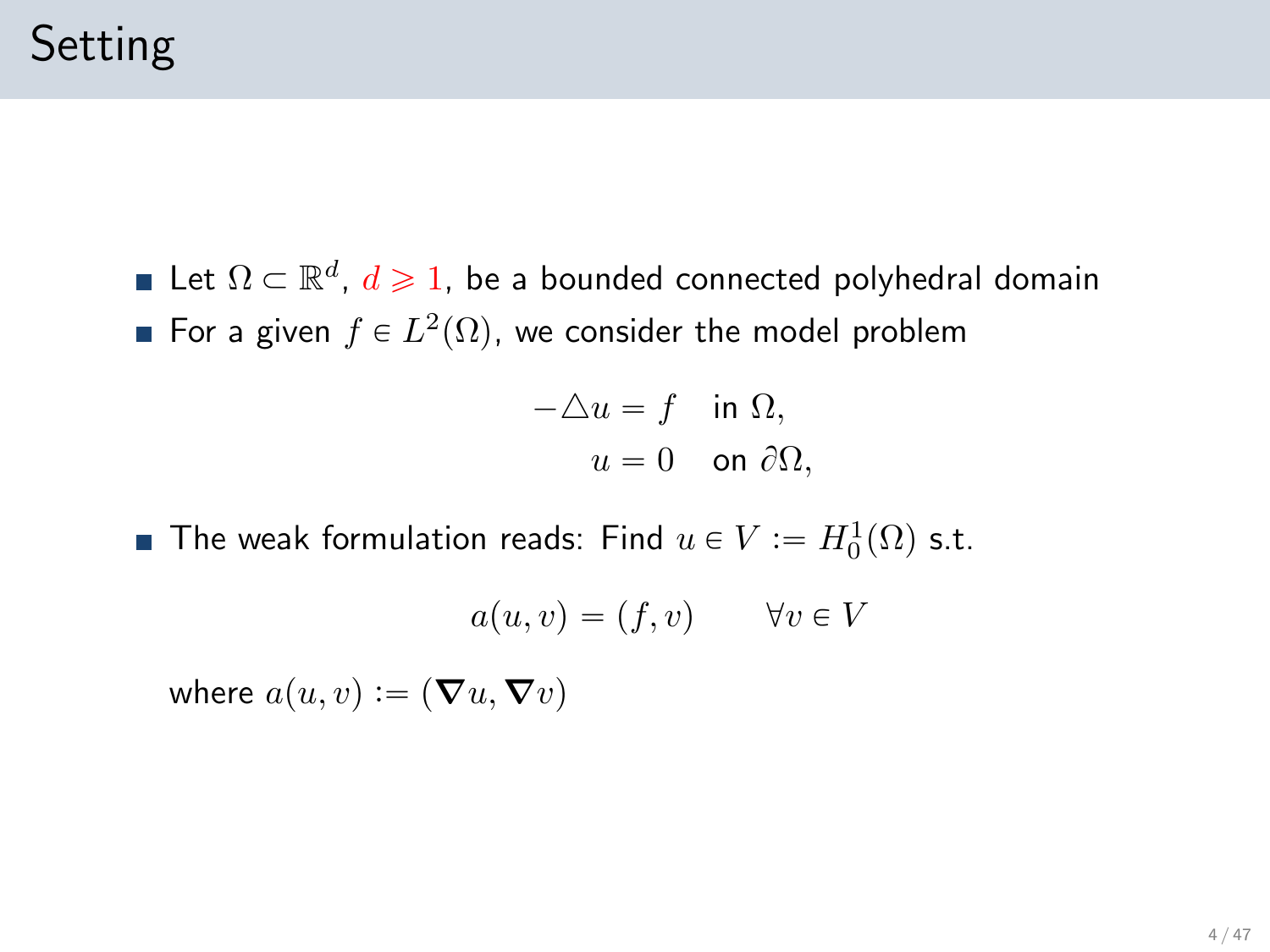# Setting

- Let $\Omega \subset \mathbb{R}^d$, $d \geqslant 1$, be a bounded connected polyhedral domain
- For a given $f \in L^2(\Omega)$, we consider the model problem

$$
\begin{aligned}
-\triangle u &= f \quad \text{in } \Omega, \\
u &= 0 \quad \text{on } \partial\Omega,
\end{aligned}
$$

- The weak formulation reads: Find $u \in V := H_0^1(\Omega)$ s.t.

$$
a(u, v) = (f, v) \qquad \forall v \in V
$$

where $a(u, v) := (\boldsymbol{\nabla} u, \boldsymbol{\nabla} v)$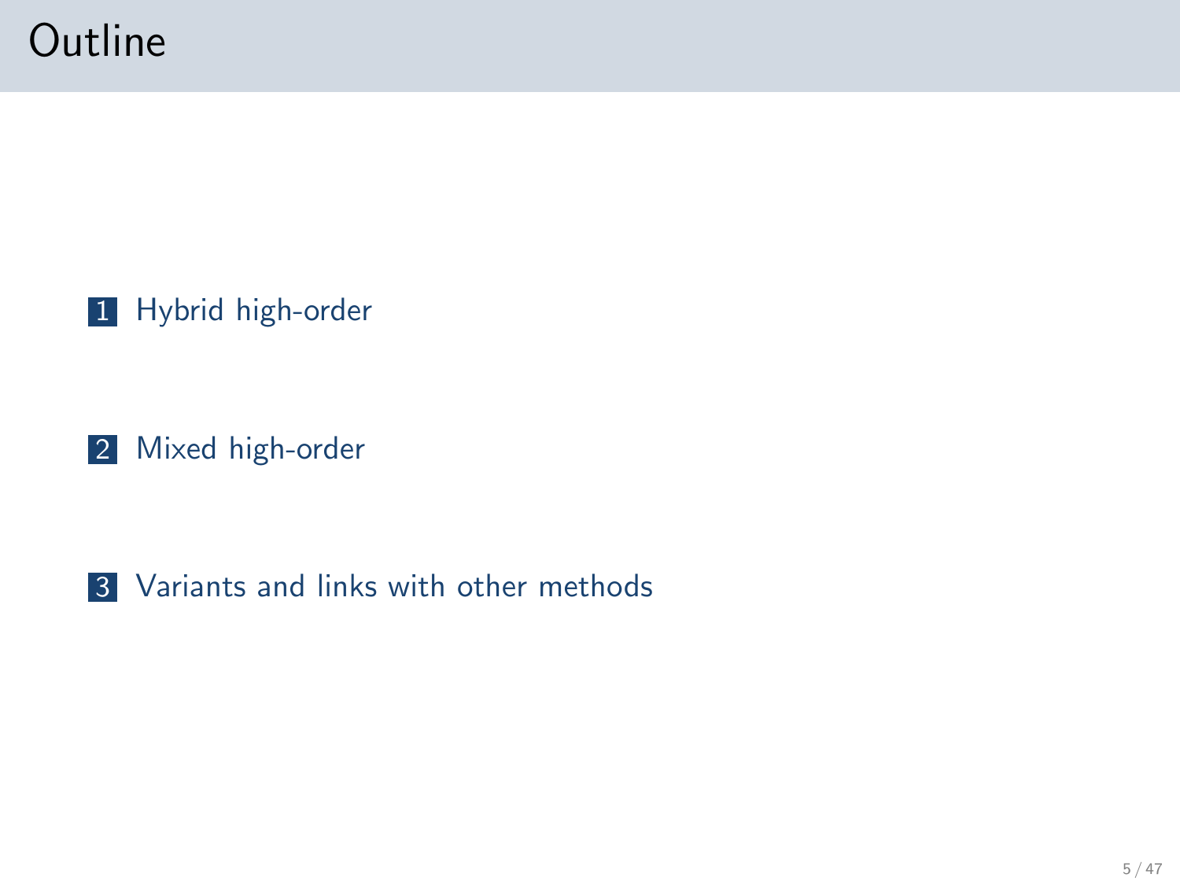# Outline

1. Hybrid high-order

2. Mixed high-order

3. Variants and links with other methods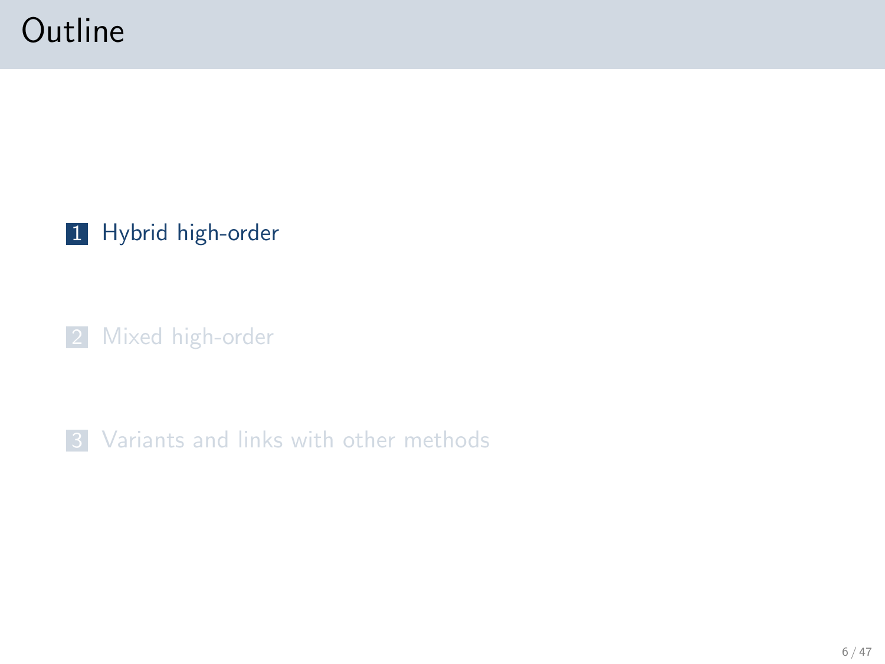# Outline

1. Hybrid high-order

2. Mixed high-order

3. Variants and links with other methods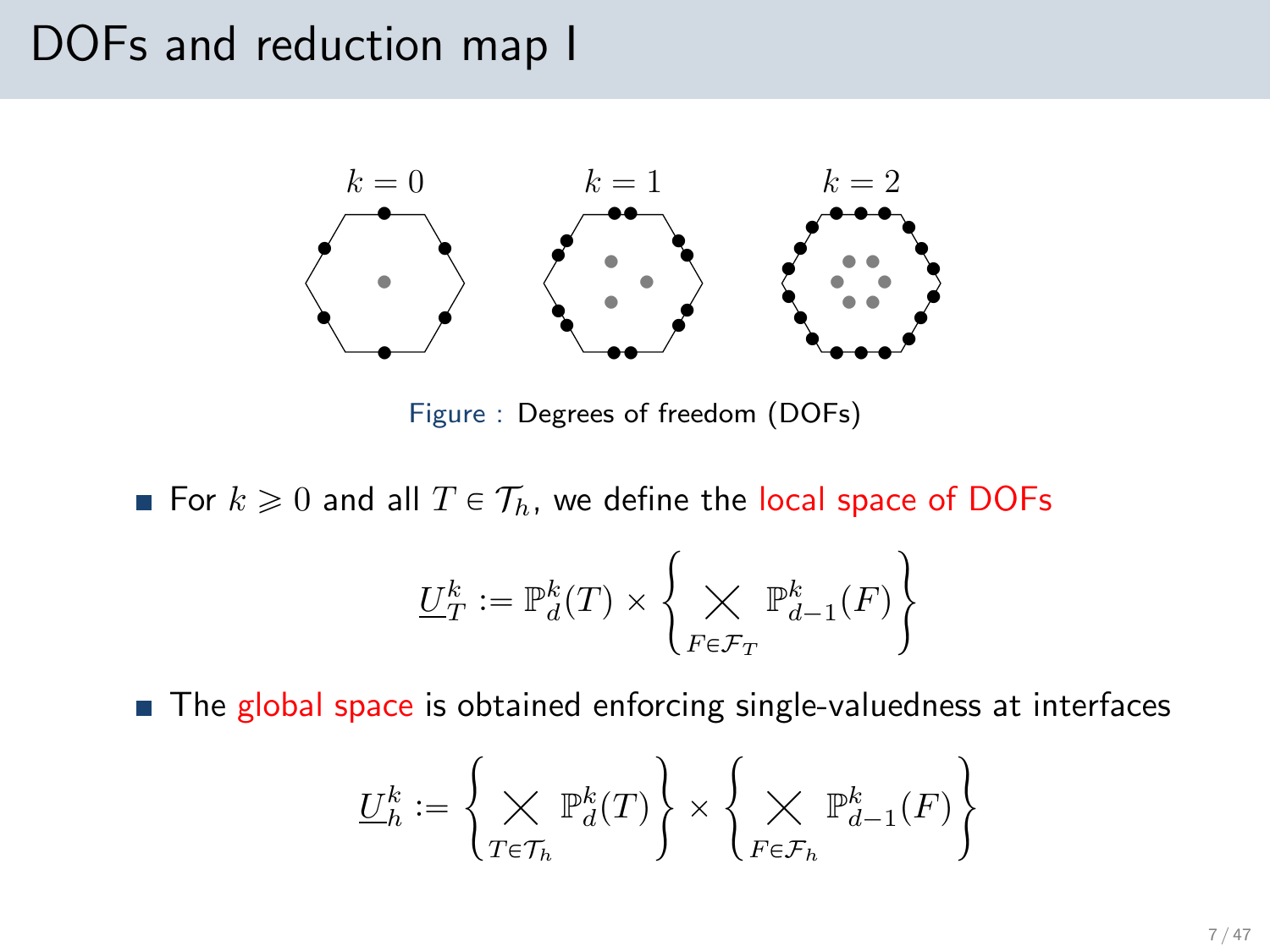# DOFs and reduction map I

Figure : Degrees of freedom (DOFs)

- For $k \geqslant 0$ and all $T \in \mathcal{T}_h$, we define the local space of DOFs

$$\underline{U}_T^k := \mathbb{P}_d^k(T) \times \left\{ \bigtimes_{F \in \mathcal{F}_T} \mathbb{P}_{d-1}^k(F) \right\}$$

- The global space is obtained enforcing single-valuedness at interfaces

$$\underline{U}_h^k := \left\{ \bigtimes_{T \in \mathcal{T}_h} \mathbb{P}_d^k(T) \right\} \times \left\{ \bigtimes_{F \in \mathcal{F}_h} \mathbb{P}_{d-1}^k(F) \right\}$$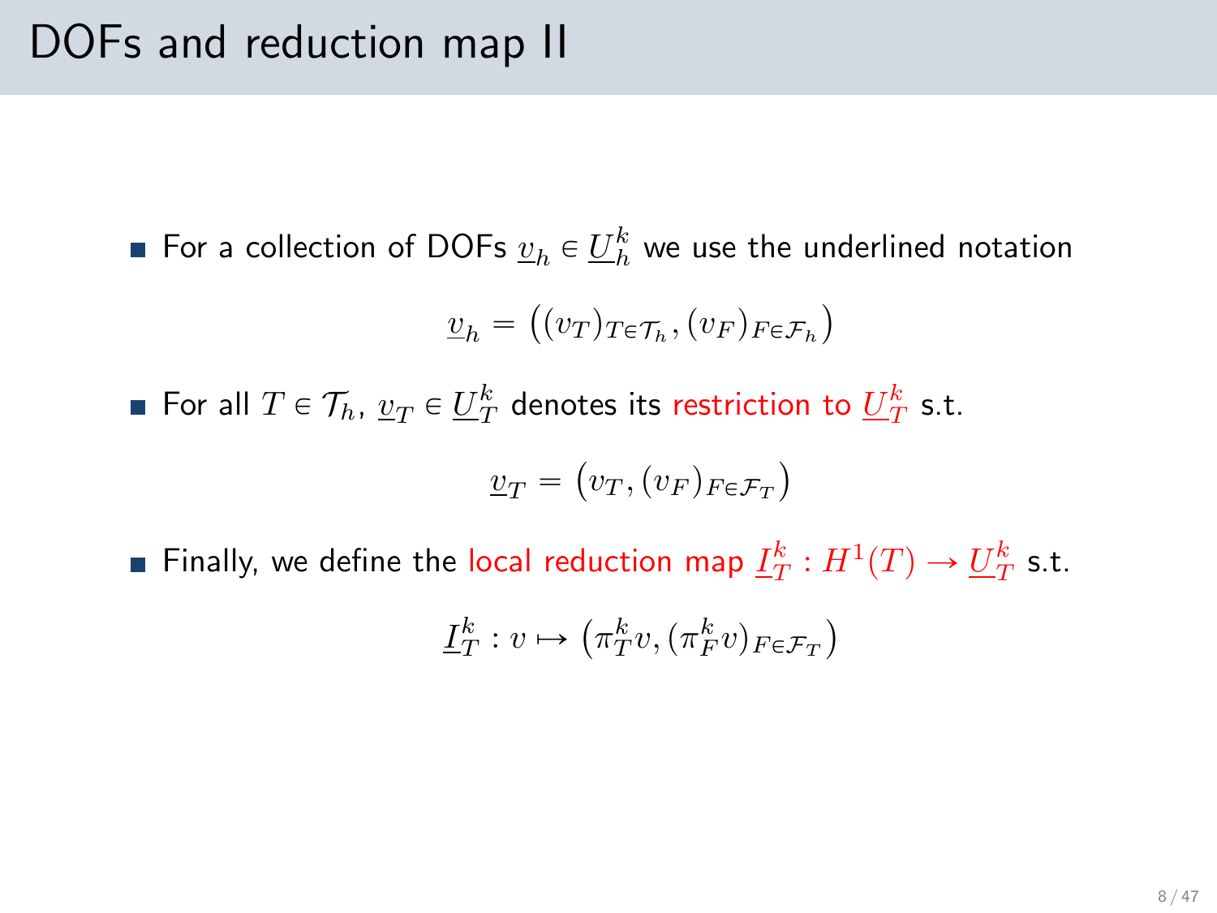# DOFs and reduction map II

- For a collection of DOFs $\underline{v}_h \in \underline{U}_h^k$ we use the underlined notation

$$\underline{v}_h = \big((v_T)_{T \in \mathcal{T}_h}, (v_F)_{F \in \mathcal{F}_h}\big)$$

- For all $T \in \mathcal{T}_h$, $\underline{v}_T \in \underline{U}_T^k$ denotes its restriction to $\underline{U}_T^k$ s.t.

$$\underline{v}_T = \big(v_T, (v_F)_{F \in \mathcal{F}_T}\big)$$

- Finally, we define the local reduction map $\underline{I}_T^k : H^1(T) \to \underline{U}_T^k$ s.t.

$$\underline{I}_T^k : v \mapsto \big(\pi_T^k v, (\pi_F^k v)_{F \in \mathcal{F}_T}\big)$$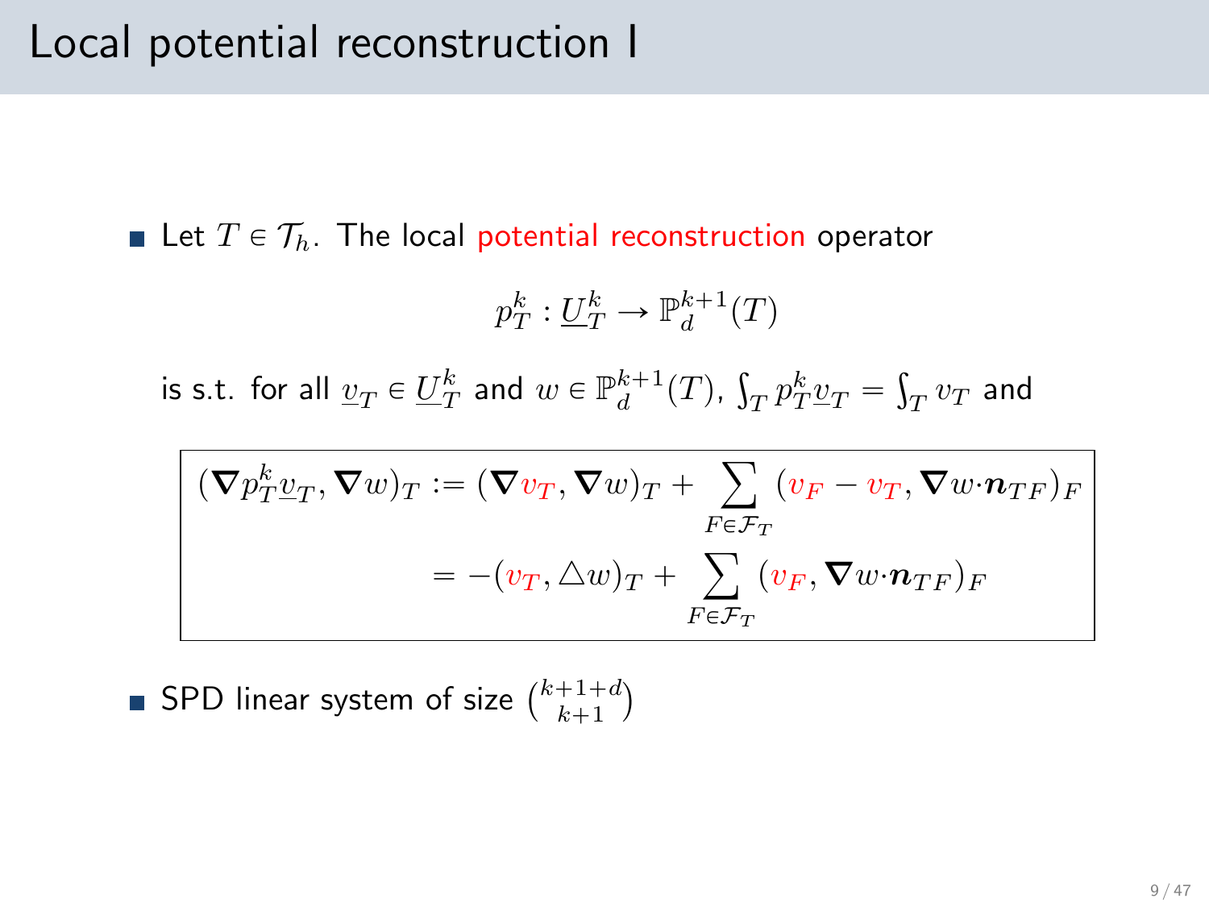# Local potential reconstruction I

- Let $T \in \mathcal{T}_h$. The local potential reconstruction operator

$$p_T^k : \underline{U}_T^k \to \mathbb{P}_d^{k+1}(T)$$

is s.t. for all $\underline{v}_T \in \underline{U}_T^k$ and $w \in \mathbb{P}_d^{k+1}(T)$, $\int_T p_T^k \underline{v}_T = \int_T v_T$ and

$$\begin{aligned}(\nabla p_T^k \underline{v}_T, \nabla w)_T &:= (\nabla v_T, \nabla w)_T + \sum_{F \in \mathcal{F}_T} (v_F - v_T, \nabla w \cdot \boldsymbol{n}_{TF})_F \\ &= -(v_T, \triangle w)_T + \sum_{F \in \mathcal{F}_T} (v_F, \nabla w \cdot \boldsymbol{n}_{TF})_F\end{aligned}$$

- SPD linear system of size $\binom{k+1+d}{k+1}$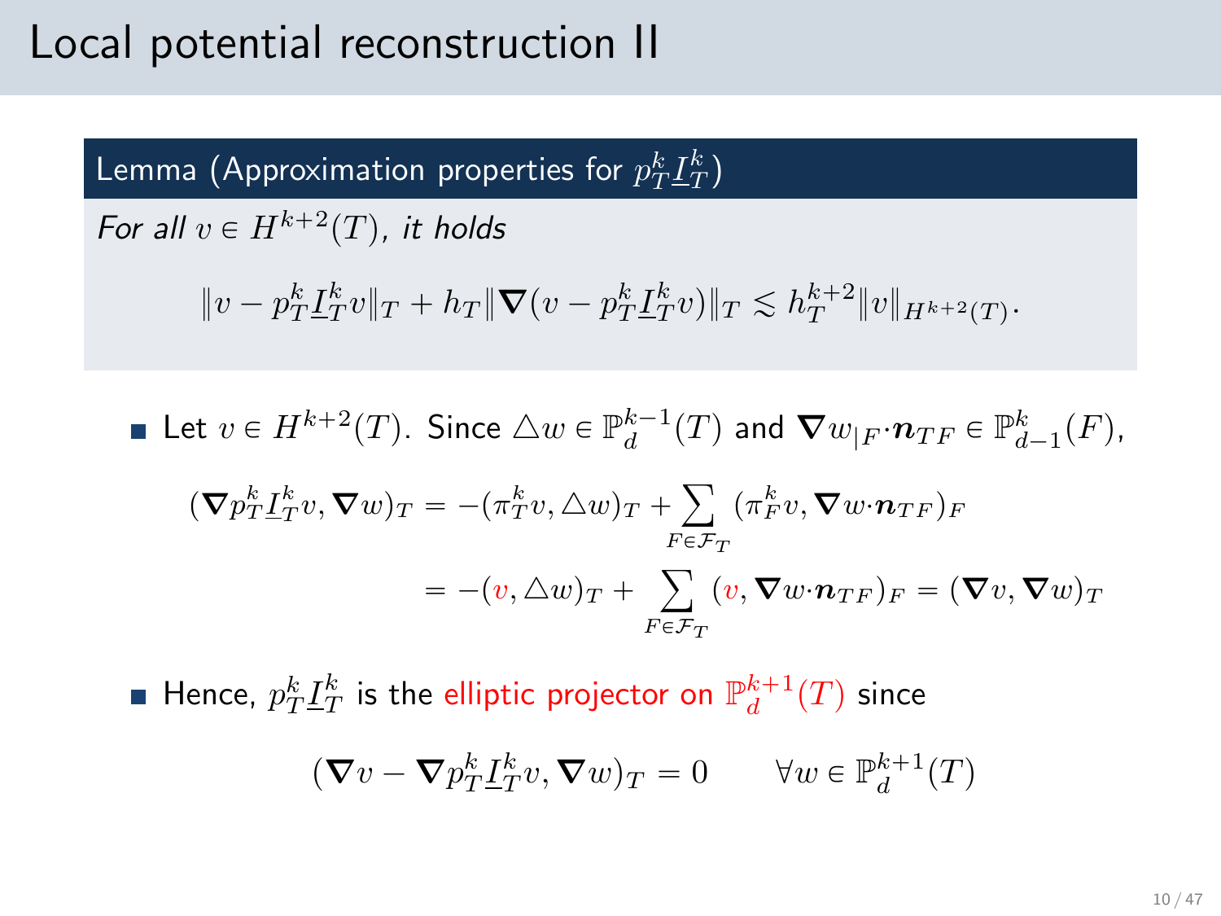# Local potential reconstruction II

**Lemma (Approximation properties for $p_T^k \underline{I}_T^k$)**

*For all $v \in H^{k+2}(T)$, it holds*

$$\|v - p_T^k \underline{I}_T^k v\|_T + h_T \|\boldsymbol{\nabla}(v - p_T^k \underline{I}_T^k v)\|_T \lesssim h_T^{k+2} \|v\|_{H^{k+2}(T)}.$$

- Let $v \in H^{k+2}(T)$. Since $\triangle w \in \mathbb{P}_d^{k-1}(T)$ and $\boldsymbol{\nabla} w_{|F} \cdot \boldsymbol{n}_{TF} \in \mathbb{P}_{d-1}^k(F)$,

$$\begin{aligned}
(\boldsymbol{\nabla} p_T^k \underline{I}_T^k v, \boldsymbol{\nabla} w)_T &= -(\pi_T^k v, \triangle w)_T + \sum_{F \in \mathcal{F}_T} (\pi_F^k v, \boldsymbol{\nabla} w \cdot \boldsymbol{n}_{TF})_F \\
&= -(v, \triangle w)_T + \sum_{F \in \mathcal{F}_T} (v, \boldsymbol{\nabla} w \cdot \boldsymbol{n}_{TF})_F = (\boldsymbol{\nabla} v, \boldsymbol{\nabla} w)_T
\end{aligned}$$

- Hence, $p_T^k \underline{I}_T^k$ is the elliptic projector on $\mathbb{P}_d^{k+1}(T)$ since

$$(\boldsymbol{\nabla} v - \boldsymbol{\nabla} p_T^k \underline{I}_T^k v, \boldsymbol{\nabla} w)_T = 0 \qquad \forall w \in \mathbb{P}_d^{k+1}(T)$$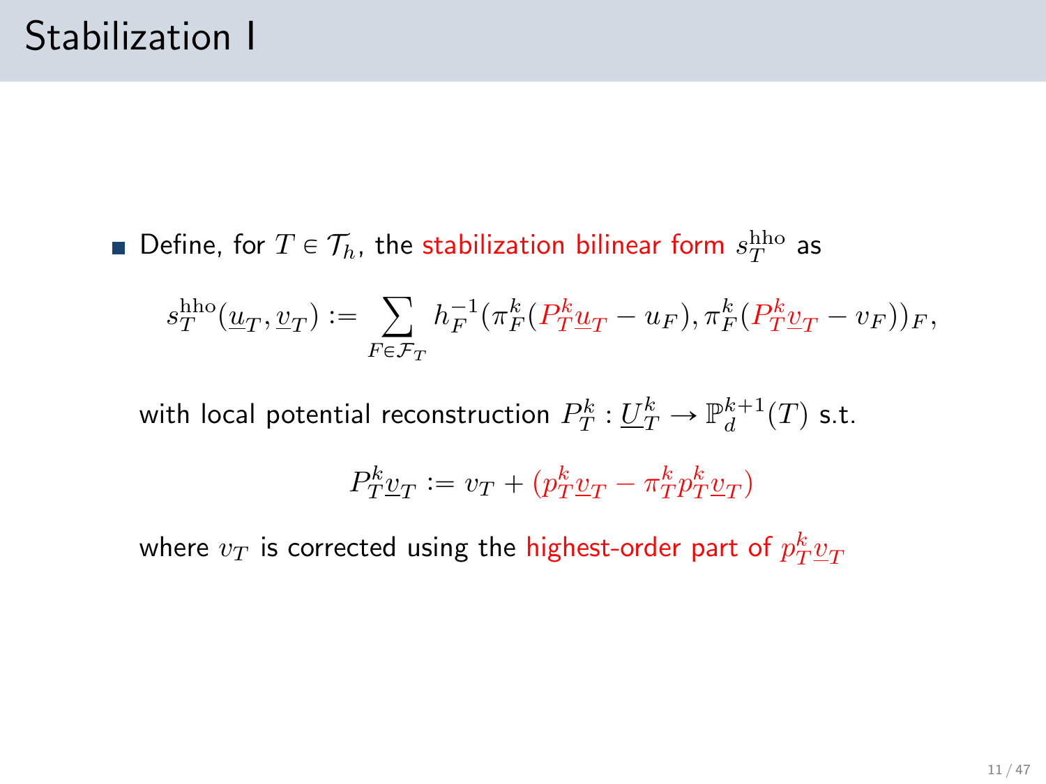# Stabilization I

- Define, for $T \in \mathcal{T}_h$, the stabilization bilinear form $s_T^{\mathrm{hho}}$ as

$$s_T^{\mathrm{hho}}(\underline{u}_T, \underline{v}_T) := \sum_{F \in \mathcal{F}_T} h_F^{-1} (\pi_F^k (P_T^k \underline{u}_T - u_F), \pi_F^k (P_T^k \underline{v}_T - v_F))_F,$$

with local potential reconstruction $P_T^k : \underline{U}_T^k \to \mathbb{P}_d^{k+1}(T)$ s.t.

$$P_T^k \underline{v}_T := v_T + (p_T^k \underline{v}_T - \pi_T^k p_T^k \underline{v}_T)$$

where $v_T$ is corrected using the highest-order part of $p_T^k \underline{v}_T$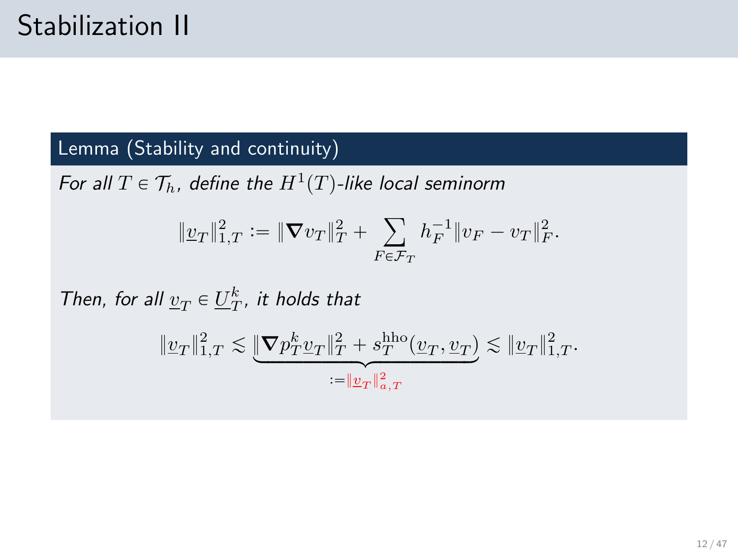# Stabilization II

**Lemma (Stability and continuity)**

*For all $T \in \mathcal{T}_h$, define the $H^1(T)$-like local seminorm*

$$\|\underline{v}_T\|_{1,T}^2 := \|\boldsymbol{\nabla} v_T\|_T^2 + \sum_{F \in \mathcal{F}_T} h_F^{-1} \|v_F - v_T\|_F^2.$$

*Then, for all $\underline{v}_T \in \underline{U}_T^k$, it holds that*

$$\|\underline{v}_T\|_{1,T}^2 \lesssim \underbrace{\|\boldsymbol{\nabla} p_T^k \underline{v}_T\|_T^2 + s_T^{\mathrm{hho}}(\underline{v}_T, \underline{v}_T)}_{:= \|\underline{v}_T\|_{a,T}^2} \lesssim \|\underline{v}_T\|_{1,T}^2.$$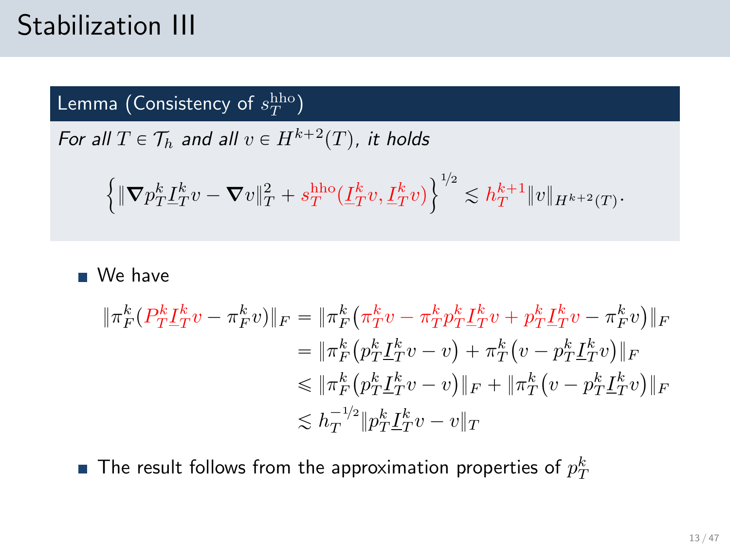# Stabilization III

**Lemma (Consistency of $s_T^{\rm hho}$)**

*For all $T \in \mathcal{T}_h$ and all $v \in H^{k+2}(T)$, it holds*

$$\left\{ \|\boldsymbol{\nabla} p_T^k \underline{I}_T^k v - \boldsymbol{\nabla} v\|_T^2 + s_T^{\rm hho}(\underline{I}_T^k v, \underline{I}_T^k v) \right\}^{1/2} \lesssim h_T^{k+1} \|v\|_{H^{k+2}(T)}.$$

- We have

$$\begin{aligned}
\|\pi_F^k(P_T^k \underline{I}_T^k v - \pi_F^k v)\|_F &= \|\pi_F^k\big(\pi_T^k v - \pi_T^k p_T^k \underline{I}_T^k v + p_T^k \underline{I}_T^k v - \pi_F^k v\big)\|_F \\
&= \|\pi_F^k\big(p_T^k \underline{I}_T^k v - v\big) + \pi_T^k\big(v - p_T^k \underline{I}_T^k v\big)\|_F \\
&\leqslant \|\pi_F^k\big(p_T^k \underline{I}_T^k v - v\big)\|_F + \|\pi_T^k\big(v - p_T^k \underline{I}_T^k v\big)\|_F \\
&\lesssim h_T^{-1/2} \|p_T^k \underline{I}_T^k v - v\|_T
\end{aligned}$$

- The result follows from the approximation properties of $p_T^k$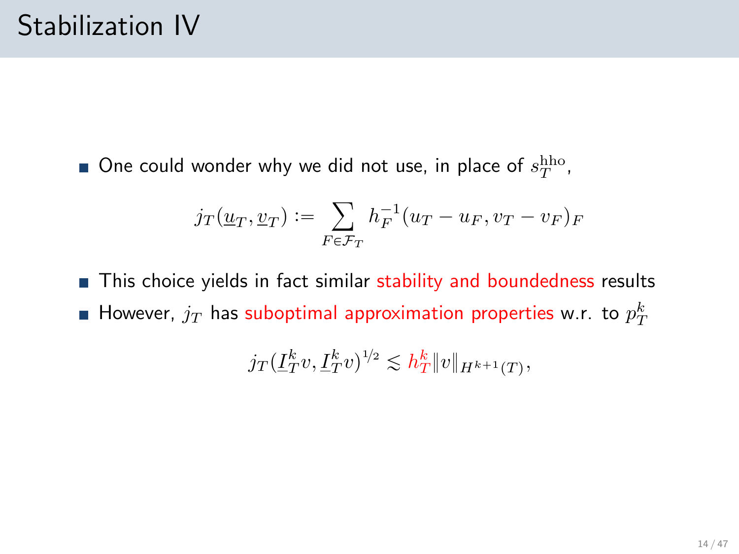# Stabilization IV

- One could wonder why we did not use, in place of $s_T^{\rm hho}$,

$$j_T(\underline{u}_T, \underline{v}_T) := \sum_{F \in \mathcal{F}_T} h_F^{-1} (u_T - u_F, v_T - v_F)_F$$

- This choice yields in fact similar stability and boundedness results
- However, $j_T$ has suboptimal approximation properties w.r.t. to $p_T^k$

$$j_T(\underline{I}_T^k v, \underline{I}_T^k v)^{1/2} \lesssim h_T^k \|v\|_{H^{k+1}(T)},$$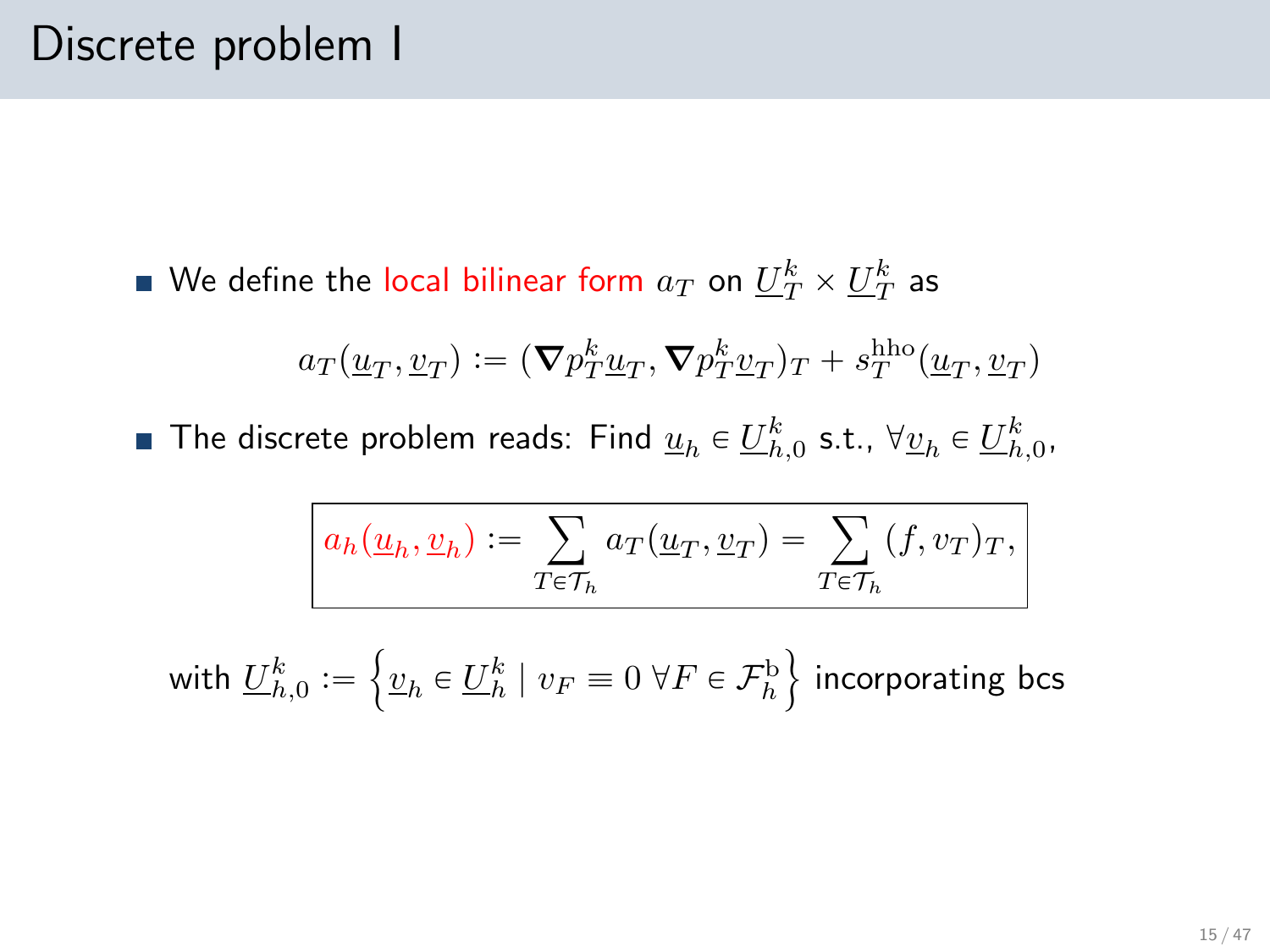# Discrete problem I

- We define the local bilinear form $a_T$ on $\underline{U}_T^k \times \underline{U}_T^k$ as

$$a_T(\underline{u}_T, \underline{v}_T) := (\boldsymbol{\nabla} p_T^k \underline{u}_T, \boldsymbol{\nabla} p_T^k \underline{v}_T)_T + s_T^{\rm hho}(\underline{u}_T, \underline{v}_T)$$

- The discrete problem reads: Find $\underline{u}_h \in \underline{U}_{h,0}^k$ s.t., $\forall \underline{v}_h \in \underline{U}_{h,0}^k$,

$$\boxed{a_h(\underline{u}_h, \underline{v}_h) := \sum_{T \in \mathcal{T}_h} a_T(\underline{u}_T, \underline{v}_T) = \sum_{T \in \mathcal{T}_h} (f, v_T)_T,}$$

with $\underline{U}_{h,0}^k := \left\{ \underline{v}_h \in \underline{U}_h^k \mid v_F \equiv 0 \ \forall F \in \mathcal{F}_h^{\rm b} \right\}$ incorporating bcs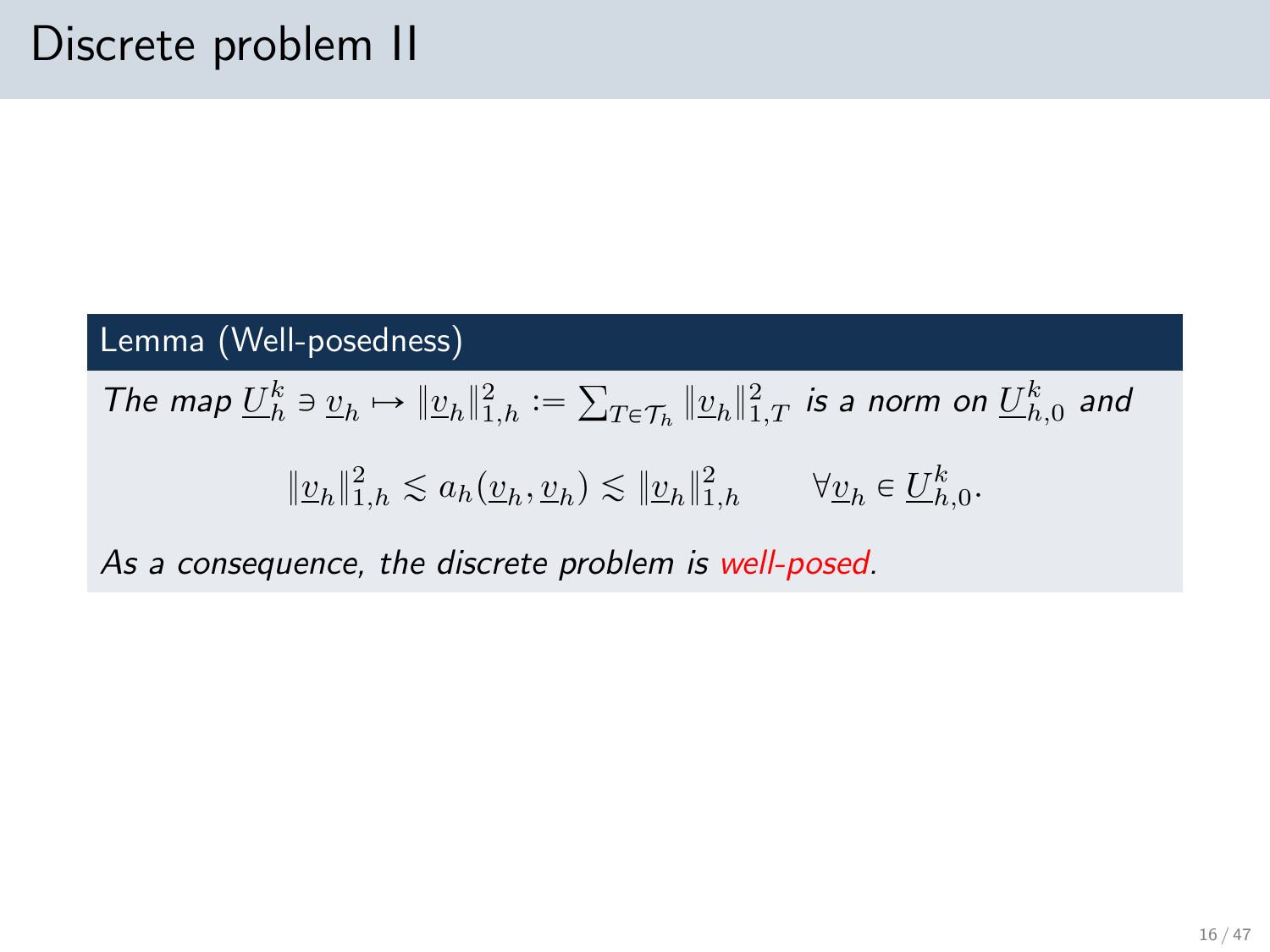# Discrete problem II

**Lemma (Well-posedness)**

*The map* $\underline{U}_h^k \ni \underline{v}_h \mapsto \|\underline{v}_h\|_{1,h}^2 := \sum_{T \in \mathcal{T}_h} \|\underline{v}_h\|_{1,T}^2$ *is a norm on* $\underline{U}_{h,0}^k$ *and*

$$\|\underline{v}_h\|_{1,h}^2 \lesssim a_h(\underline{v}_h, \underline{v}_h) \lesssim \|\underline{v}_h\|_{1,h}^2 \qquad \forall \underline{v}_h \in \underline{U}_{h,0}^k.$$

*As a consequence, the discrete problem is well-posed.*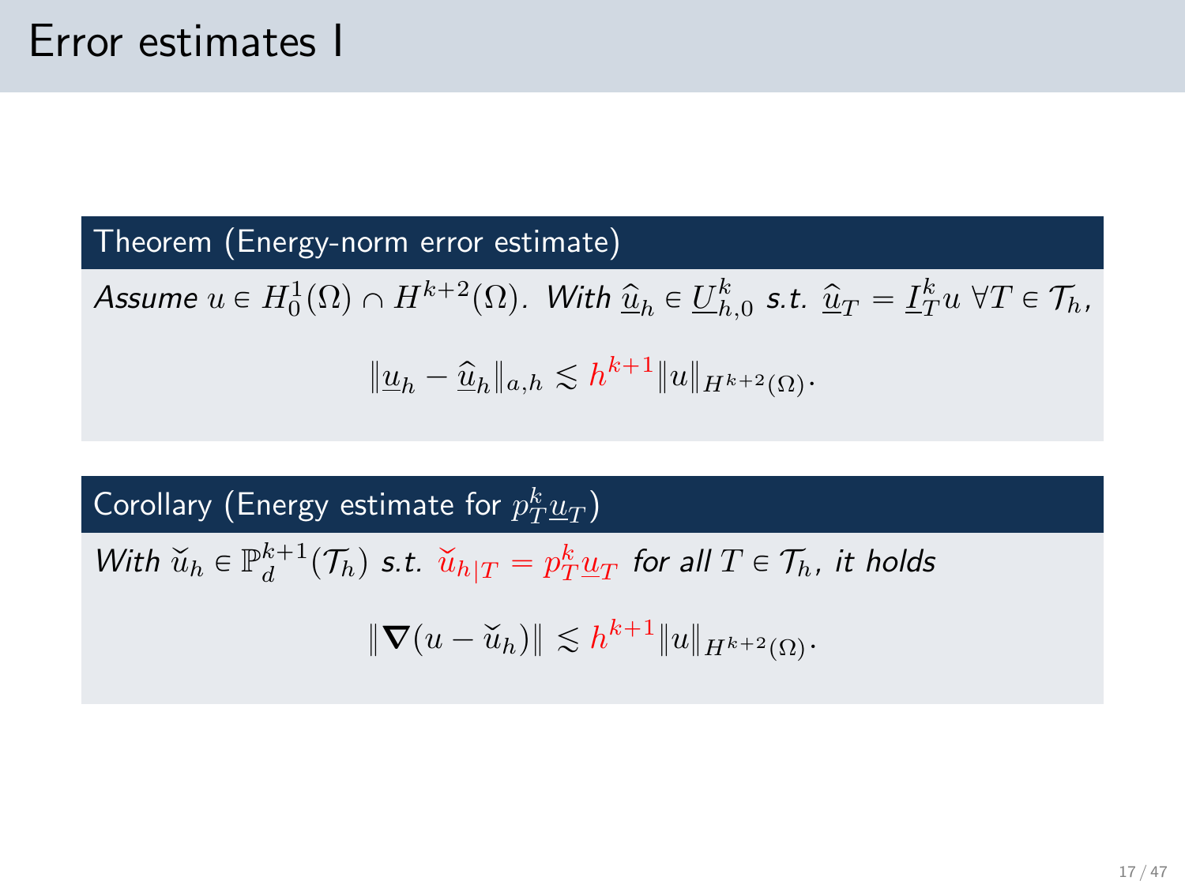# Error estimates I

**Theorem (Energy-norm error estimate)**

*Assume* $u \in H_0^1(\Omega) \cap H^{k+2}(\Omega)$. *With* $\widehat{\underline{u}}_h \in \underline{U}_{h,0}^k$ *s.t.* $\widehat{\underline{u}}_T = \underline{I}_T^k u \ \forall T \in \mathcal{T}_h$,

$$\|\underline{u}_h - \widehat{\underline{u}}_h\|_{a,h} \lesssim h^{k+1} \|u\|_{H^{k+2}(\Omega)}.$$

**Corollary (Energy estimate for $p_T^k \underline{u}_T$)**

*With* $\breve{u}_h \in \mathbb{P}_d^{k+1}(\mathcal{T}_h)$ *s.t.* $\breve{u}_{h|T} = p_T^k \underline{u}_T$ *for all* $T \in \mathcal{T}_h$, *it holds*

$$\|\boldsymbol{\nabla}(u - \breve{u}_h)\| \lesssim h^{k+1} \|u\|_{H^{k+2}(\Omega)}.$$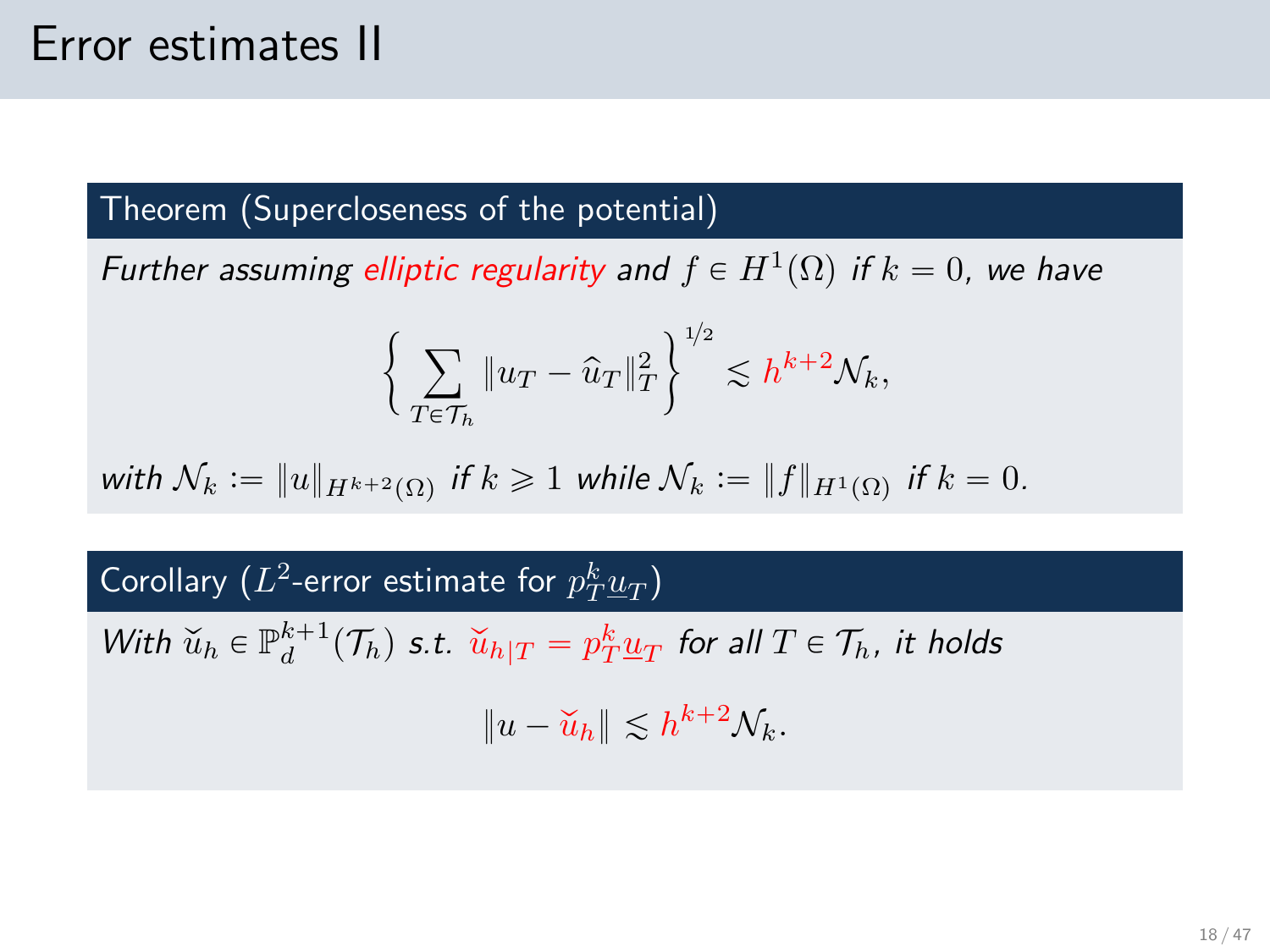# Error estimates II

**Theorem (Superconeness of the potential)**

*Further assuming elliptic regularity and $f \in H^1(\Omega)$ if $k = 0$, we have*

$$\left\{ \sum_{T \in \mathcal{T}_h} \|u_T - \widehat{u}_T\|_T^2 \right\}^{1/2} \lesssim h^{k+2} \mathcal{N}_k,$$

*with $\mathcal{N}_k := \|u\|_{H^{k+2}(\Omega)}$ if $k \geqslant 1$ while $\mathcal{N}_k := \|f\|_{H^1(\Omega)}$ if $k = 0$.*

**Corollary ($L^2$-error estimate for $p_T^k \underline{u}_T$)**

*With $\breve{u}_h \in \mathbb{P}_d^{k+1}(\mathcal{T}_h)$ s.t. $\breve{u}_{h|T} = p_T^k \underline{u}_T$ for all $T \in \mathcal{T}_h$, it holds*

$$\|u - \breve{u}_h\| \lesssim h^{k+2} \mathcal{N}_k.$$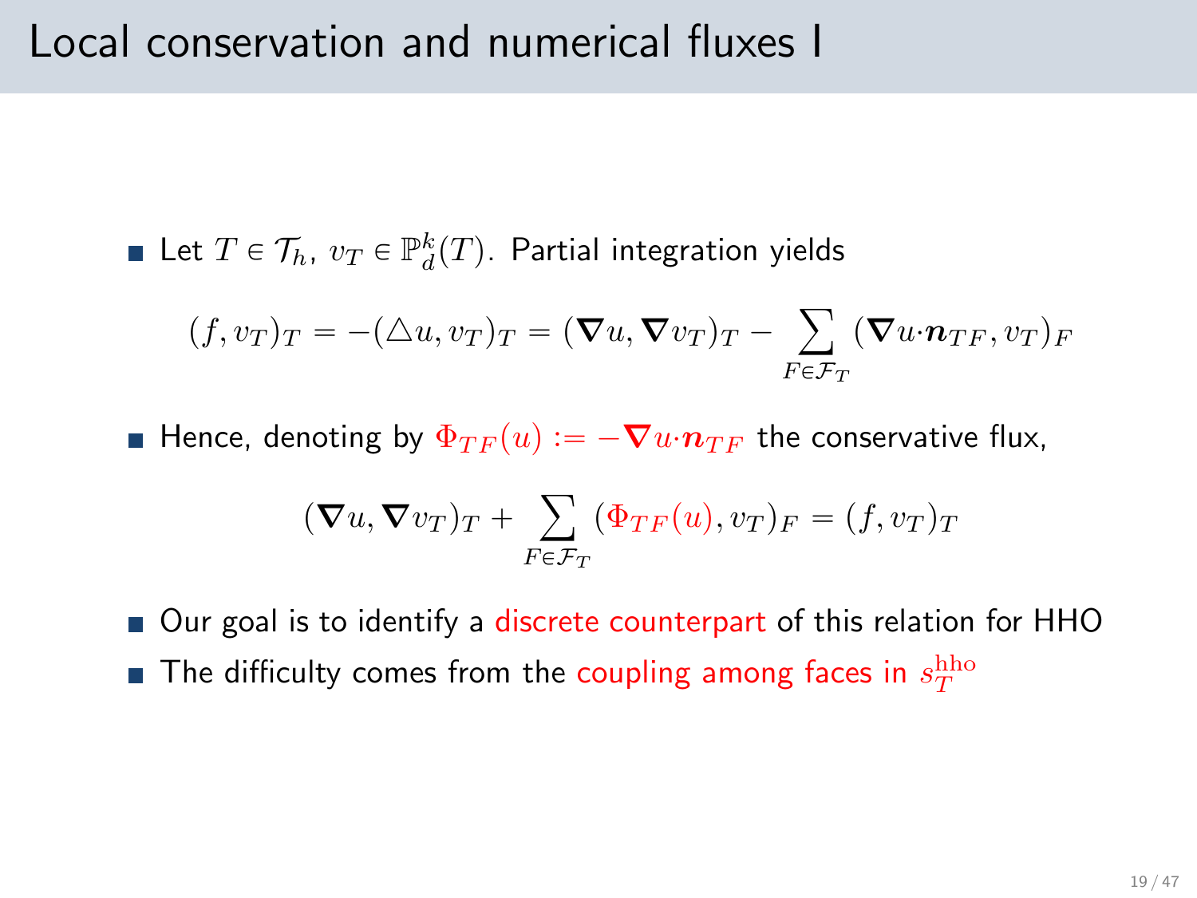# Local conservation and numerical fluxes I

- Let $T \in \mathcal{T}_h$, $v_T \in \mathbb{P}_d^k(T)$. Partial integration yields

$$(f, v_T)_T = -(\triangle u, v_T)_T = (\boldsymbol{\nabla} u, \boldsymbol{\nabla} v_T)_T - \sum_{F \in \mathcal{F}_T} (\boldsymbol{\nabla} u \cdot \boldsymbol{n}_{TF}, v_T)_F$$

- Hence, denoting by $\Phi_{TF}(u) := -\boldsymbol{\nabla} u \cdot \boldsymbol{n}_{TF}$ the conservative flux,

$$(\boldsymbol{\nabla} u, \boldsymbol{\nabla} v_T)_T + \sum_{F \in \mathcal{F}_T} (\Phi_{TF}(u), v_T)_F = (f, v_T)_T$$

- Our goal is to identify a discrete counterpart of this relation for HHO
- The difficulty comes from the coupling among faces in $s_T^{\text{hho}}$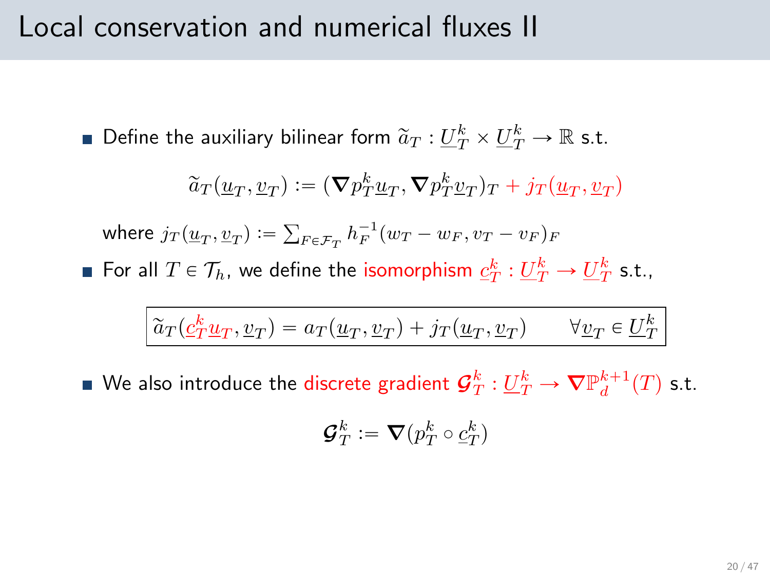# Local conservation and numerical fluxes II

- Define the auxiliary bilinear form $\widetilde{a}_T : \underline{U}_T^k \times \underline{U}_T^k \to \mathbb{R}$ s.t.

$$\widetilde{a}_T(\underline{u}_T, \underline{v}_T) := (\boldsymbol{\nabla} p_T^k \underline{u}_T, \boldsymbol{\nabla} p_T^k \underline{v}_T)_T + j_T(\underline{u}_T, \underline{v}_T)$$

  where $j_T(\underline{u}_T, \underline{v}_T) := \sum_{F \in \mathcal{F}_T} h_F^{-1}(w_T - w_F, v_T - v_F)_F$

- For all $T \in \mathcal{T}_h$, we define the isomorphism $\underline{c}_T^k : \underline{U}_T^k \to \underline{U}_T^k$ s.t.,

$$\boxed{\widetilde{a}_T(\underline{c}_T^k \underline{u}_T, \underline{v}_T) = a_T(\underline{u}_T, \underline{v}_T) + j_T(\underline{u}_T, \underline{v}_T) \qquad \forall \underline{v}_T \in \underline{U}_T^k}$$

- We also introduce the discrete gradient $\boldsymbol{\mathcal{G}}_T^k : \underline{U}_T^k \to \boldsymbol{\nabla}\mathbb{P}_d^{k+1}(T)$ s.t.

$$\boldsymbol{\mathcal{G}}_T^k := \boldsymbol{\nabla}(p_T^k \circ \underline{c}_T^k)$$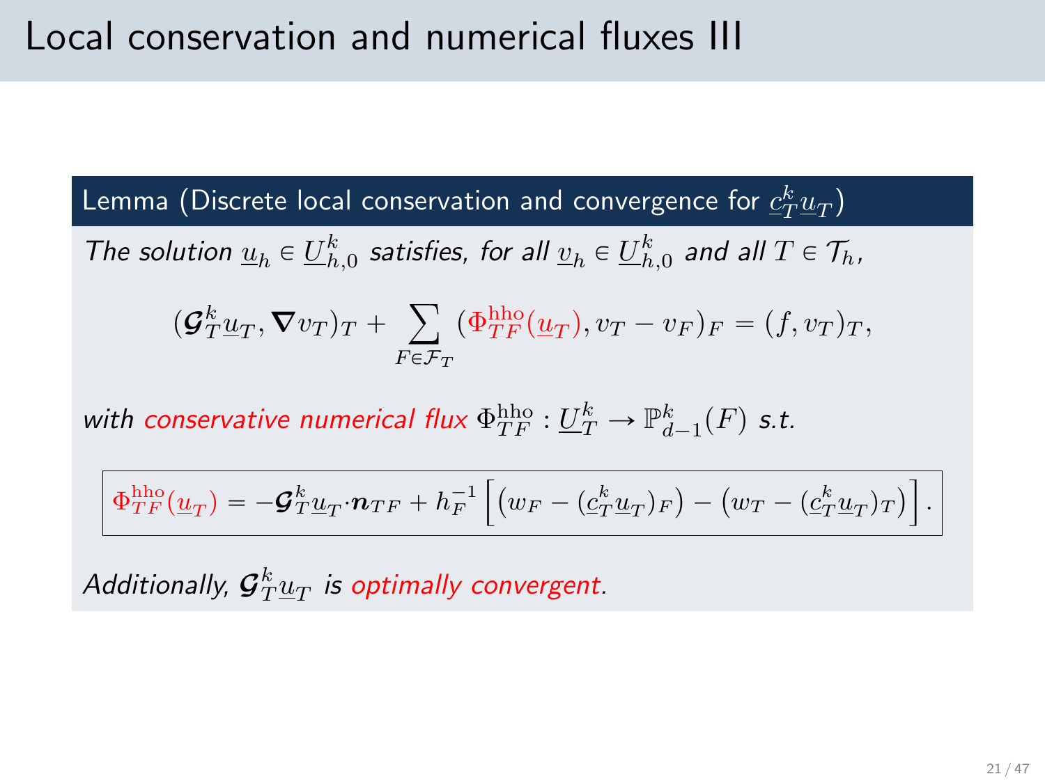# Local conservation and numerical fluxes III

**Lemma (Discrete local conservation and convergence for $\underline{c}_T^k \underline{u}_T$)**

*The solution $\underline{u}_h \in \underline{U}_{h,0}^k$ satisfies, for all $\underline{v}_h \in \underline{U}_{h,0}^k$ and all $T \in \mathcal{T}_h$,*

$$(\boldsymbol{\mathcal{G}}_T^k \underline{u}_T, \boldsymbol{\nabla} v_T)_T + \sum_{F \in \mathcal{F}_T} (\Phi_{TF}^{\text{hho}}(\underline{u}_T), v_T - v_F)_F = (f, v_T)_T,$$

*with conservative numerical flux $\Phi_{TF}^{\text{hho}} : \underline{U}_T^k \to \mathbb{P}_{d-1}^k(F)$ s.t.*

$$\boxed{\Phi_{TF}^{\text{hho}}(\underline{u}_T) = -\boldsymbol{\mathcal{G}}_T^k \underline{u}_T \cdot \boldsymbol{n}_{TF} + h_F^{-1} \Big[ \big( w_F - (\underline{c}_T^k \underline{u}_T)_F \big) - \big( w_T - (\underline{c}_T^k \underline{u}_T)_T \big) \Big].}$$

*Additionally, $\boldsymbol{\mathcal{G}}_T^k \underline{u}_T$ is optimally convergent.*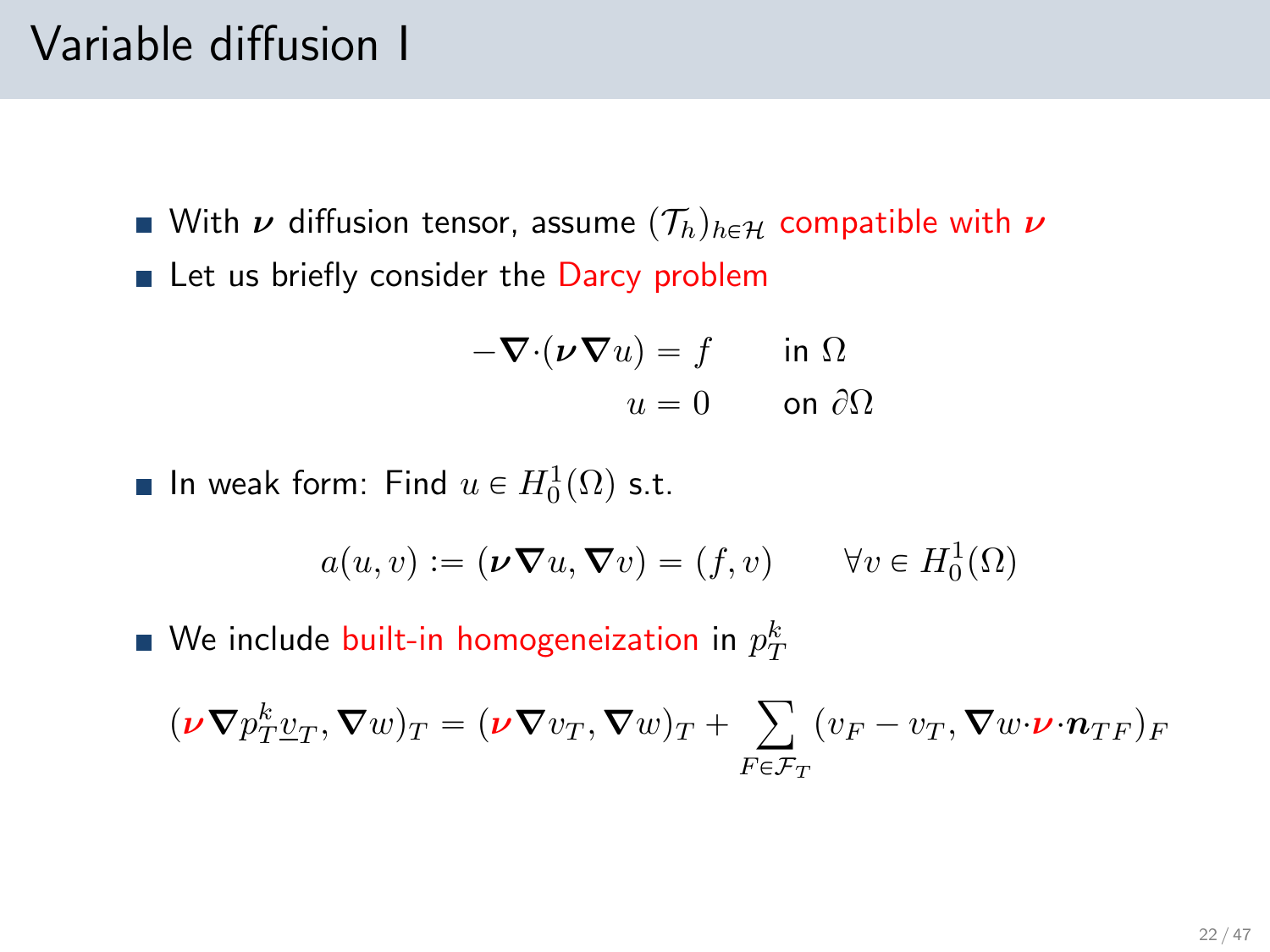# Variable diffusion I

- With $\boldsymbol{\nu}$ diffusion tensor, assume $(\mathcal{T}_h)_{h\in\mathcal{H}}$ compatible with $\boldsymbol{\nu}$
- Let us briefly consider the Darcy problem

$$
\begin{aligned}
-\boldsymbol{\nabla}\cdot(\boldsymbol{\nu}\boldsymbol{\nabla}u) &= f \qquad \text{in } \Omega \\
u &= 0 \qquad \text{on } \partial\Omega
\end{aligned}
$$

- In weak form: Find $u \in H_0^1(\Omega)$ s.t.

$$
a(u,v) := (\boldsymbol{\nu}\boldsymbol{\nabla}u, \boldsymbol{\nabla}v) = (f,v) \qquad \forall v \in H_0^1(\Omega)
$$

- We include built-in homogeneization in $p_T^k$

$$
(\boldsymbol{\nu}\boldsymbol{\nabla}p_T^k\underline{v}_T, \boldsymbol{\nabla}w)_T = (\boldsymbol{\nu}\boldsymbol{\nabla}v_T, \boldsymbol{\nabla}w)_T + \sum_{F\in\mathcal{F}_T}(v_F - v_T, \boldsymbol{\nabla}w\cdot\boldsymbol{\nu}\cdot\boldsymbol{n}_{TF})_F
$$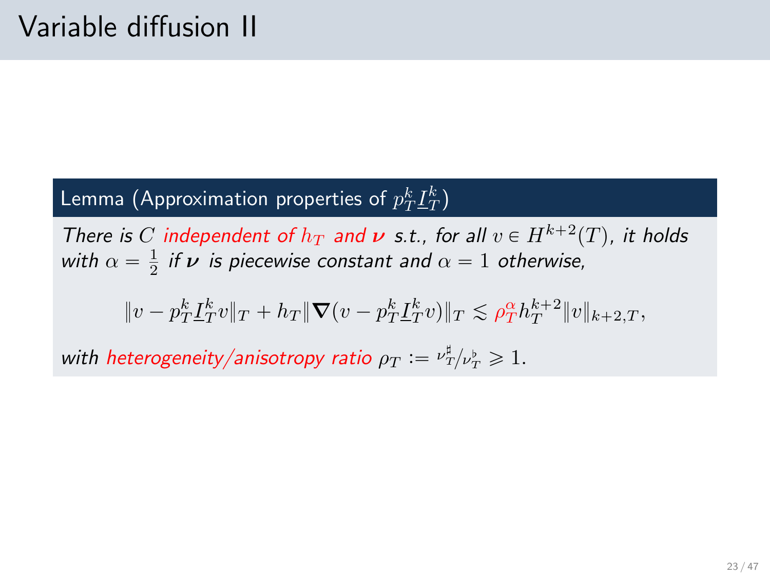# Variable diffusion II

**Lemma (Approximation properties of $p_T^k \underline{I}_T^k$)**

*There is $C$ independent of $h_T$ and $\boldsymbol{\nu}$ s.t., for all $v \in H^{k+2}(T)$, it holds with $\alpha = \frac{1}{2}$ if $\boldsymbol{\nu}$ is piecewise constant and $\alpha = 1$ otherwise,*

$$\|v - p_T^k \underline{I}_T^k v\|_T + h_T \|\boldsymbol{\nabla}(v - p_T^k \underline{I}_T^k v)\|_T \lesssim \rho_T^{\alpha} h_T^{k+2} \|v\|_{k+2,T},$$

*with heterogeneity/anisotropy ratio $\rho_T := \nu_T^\sharp / \nu_T^\flat \geqslant 1$.*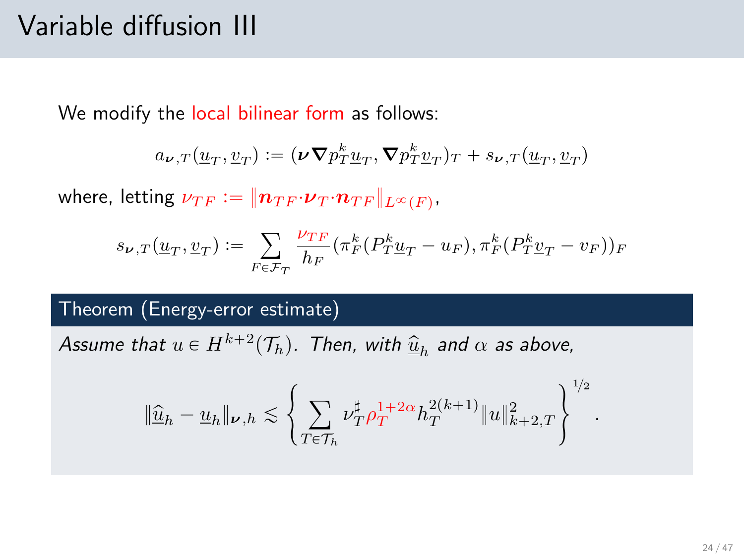# Variable diffusion III

We modify the local bilinear form as follows:

$$a_{\boldsymbol{\nu},T}(\underline{u}_T, \underline{v}_T) := (\boldsymbol{\nu}\boldsymbol{\nabla} p_T^k \underline{u}_T, \boldsymbol{\nabla} p_T^k \underline{v}_T)_T + s_{\boldsymbol{\nu},T}(\underline{u}_T, \underline{v}_T)$$

where, letting $\nu_{TF} := \|\boldsymbol{n}_{TF} \cdot \boldsymbol{\nu}_T \cdot \boldsymbol{n}_{TF}\|_{L^\infty(F)}$,

$$s_{\boldsymbol{\nu},T}(\underline{u}_T, \underline{v}_T) := \sum_{F \in \mathcal{F}_T} \frac{\nu_{TF}}{h_F} (\pi_F^k(P_T^k \underline{u}_T - u_F), \pi_F^k(P_T^k \underline{v}_T - v_F))_F$$

**Theorem (Energy-error estimate)**

*Assume that $u \in H^{k+2}(\mathcal{T}_h)$. Then, with $\widehat{\underline{u}}_h$ and $\alpha$ as above,*

$$\|\widehat{\underline{u}}_h - \underline{u}_h\|_{\boldsymbol{\nu},h} \lesssim \left\{ \sum_{T \in \mathcal{T}_h} \nu_T^\sharp \rho_T^{1+2\alpha} h_T^{2(k+1)} \|u\|_{k+2,T}^2 \right\}^{1/2}.$$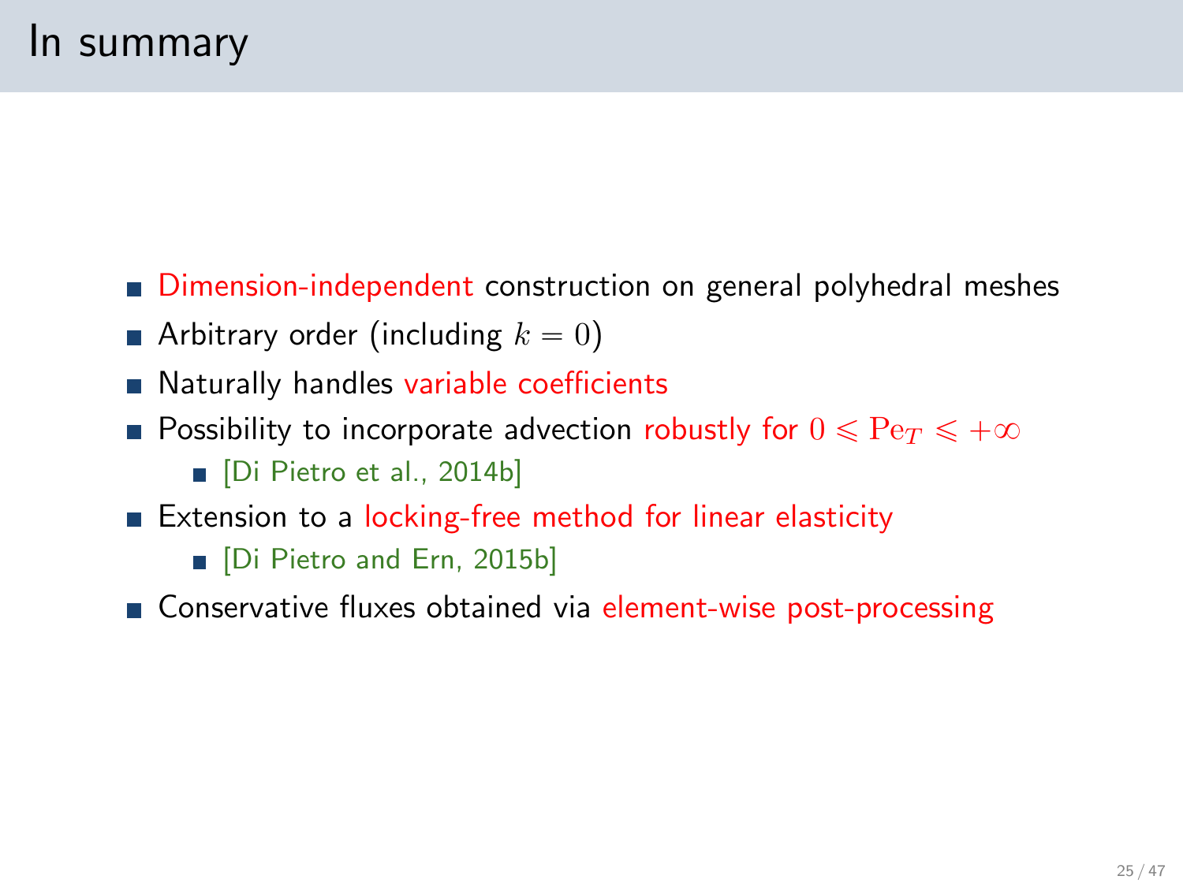# In summary

- Dimension-independent construction on general polyhedral meshes
- Arbitrary order (including $k = 0$)
- Naturally handles variable coefficients
- Possibility to incorporate advection robustly for $0 \leqslant \mathrm{Pe}_T \leqslant +\infty$
  - [Di Pietro et al., 2014b]
- Extension to a locking-free method for linear elasticity
  - [Di Pietro and Ern, 2015b]
- Conservative fluxes obtained via element-wise post-processing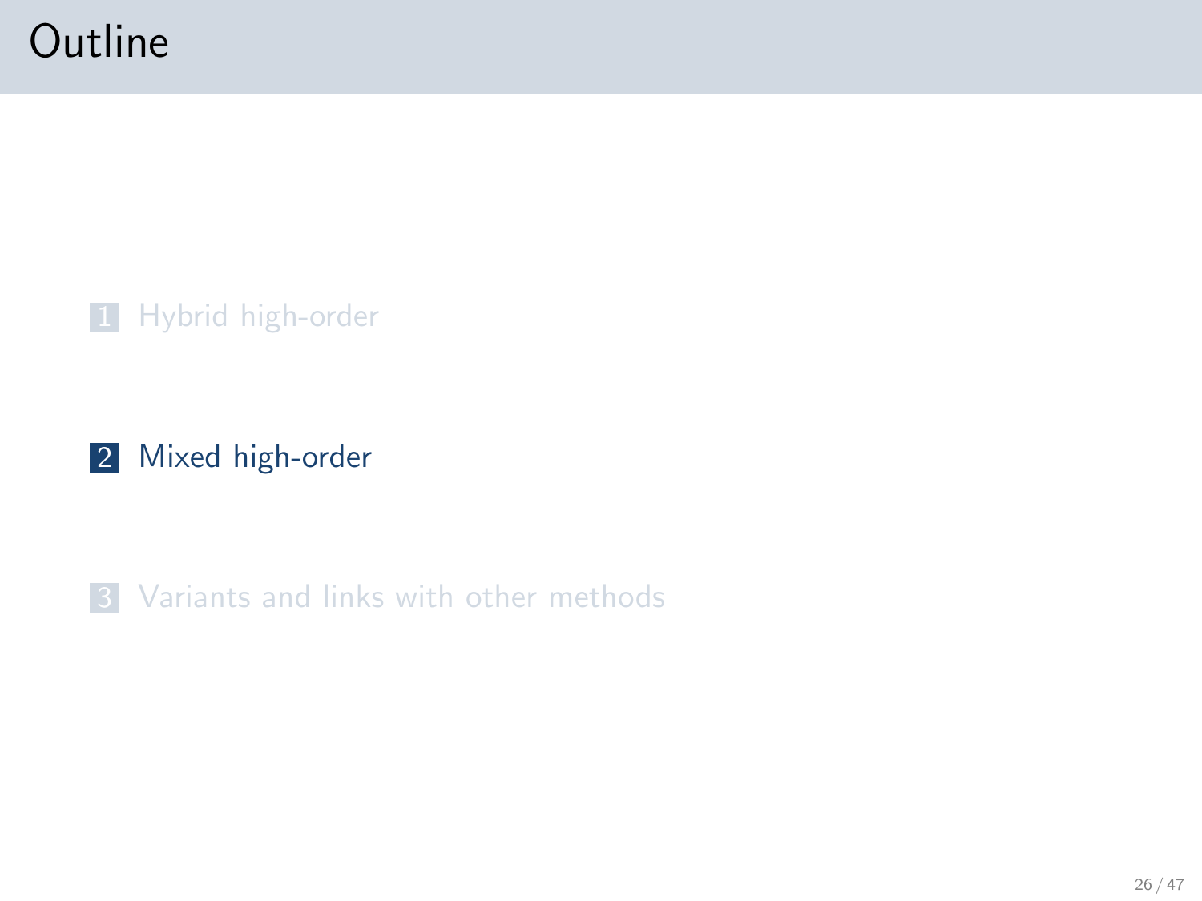# Outline

1. Hybrid high-order

2. Mixed high-order

3. Variants and links with other methods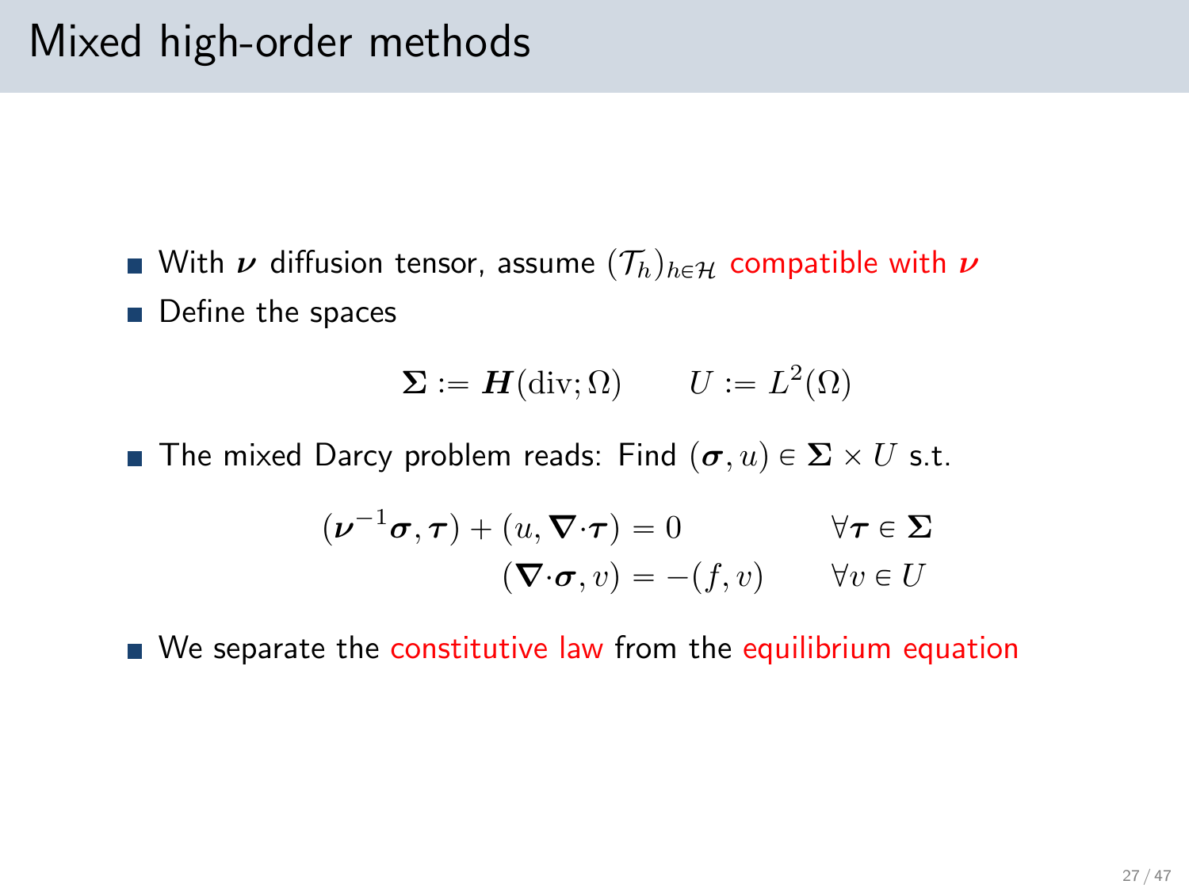# Mixed high-order methods

- With $\boldsymbol{\nu}$ diffusion tensor, assume $(\mathcal{T}_h)_{h\in\mathcal{H}}$ compatible with $\boldsymbol{\nu}$
- Define the spaces

$$\boldsymbol{\Sigma} := \boldsymbol{H}(\mathrm{div};\Omega) \qquad U := L^2(\Omega)$$

- The mixed Darcy problem reads: Find $(\boldsymbol{\sigma}, u) \in \boldsymbol{\Sigma} \times U$ s.t.

$$\begin{aligned} (\boldsymbol{\nu}^{-1}\boldsymbol{\sigma}, \boldsymbol{\tau}) + (u, \boldsymbol{\nabla}\cdot\boldsymbol{\tau}) &= 0 & \forall \boldsymbol{\tau} \in \boldsymbol{\Sigma} \\ (\boldsymbol{\nabla}\cdot\boldsymbol{\sigma}, v) &= -(f, v) & \forall v \in U \end{aligned}$$

- We separate the constitutive law from the equilibrium equation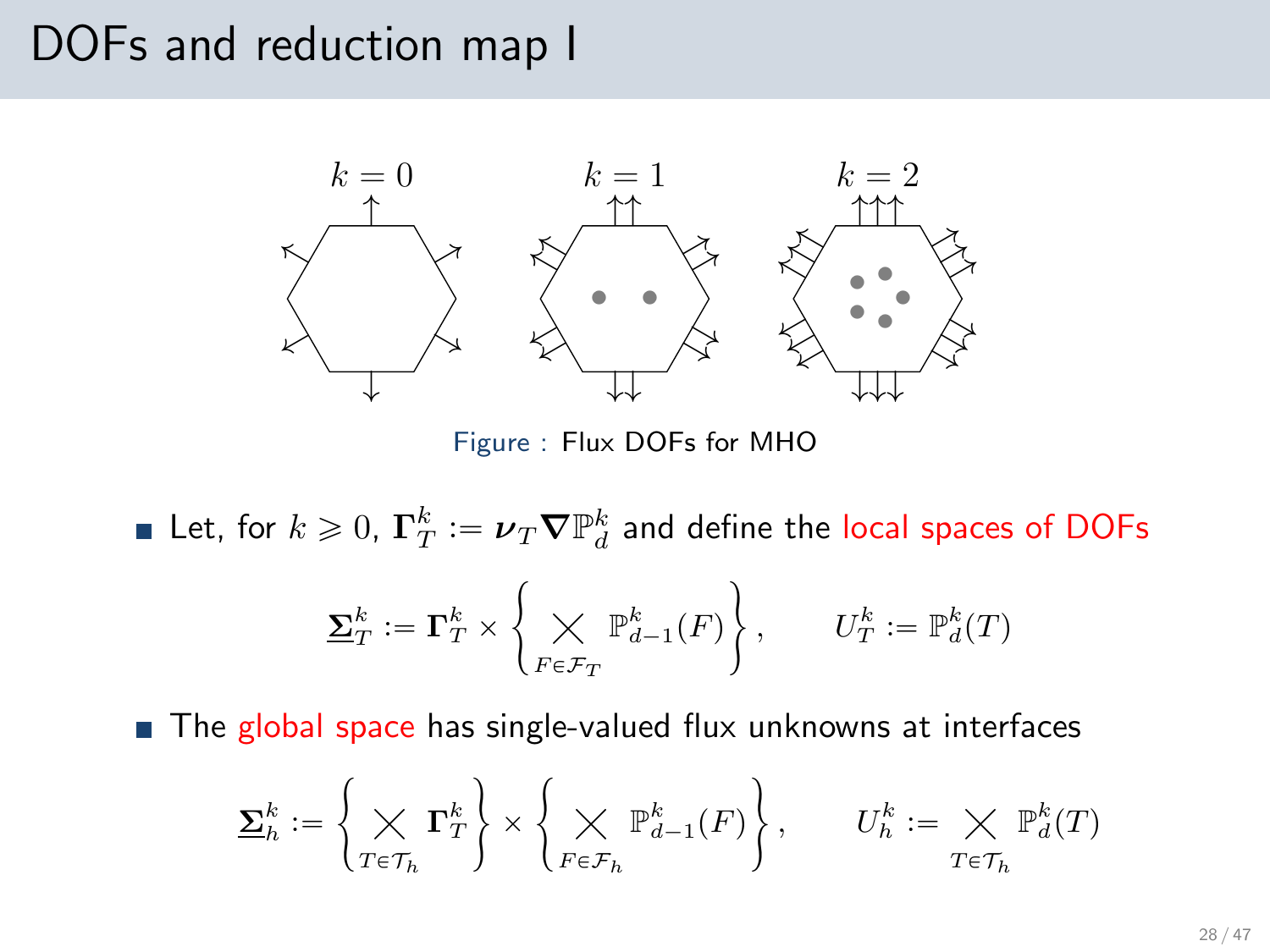# DOFs and reduction map I

$k = 0$ $k = 1$ $k = 2$

Figure : Flux DOFs for MHO

- Let, for $k \geqslant 0$, $\boldsymbol{\Gamma}_T^k := \boldsymbol{\nu}_T \boldsymbol{\nabla} \mathbb{P}_d^k$ and define the local spaces of DOFs

$$\underline{\boldsymbol{\Sigma}}_T^k := \boldsymbol{\Gamma}_T^k \times \left\{ \bigtimes_{F \in \mathcal{F}_T} \mathbb{P}_{d-1}^k(F) \right\}, \qquad U_T^k := \mathbb{P}_d^k(T)$$

- The global space has single-valued flux unknowns at interfaces

$$\underline{\boldsymbol{\Sigma}}_h^k := \left\{ \bigtimes_{T \in \mathcal{T}_h} \boldsymbol{\Gamma}_T^k \right\} \times \left\{ \bigtimes_{F \in \mathcal{F}_h} \mathbb{P}_{d-1}^k(F) \right\}, \qquad U_h^k := \bigtimes_{T \in \mathcal{T}_h} \mathbb{P}_d^k(T)$$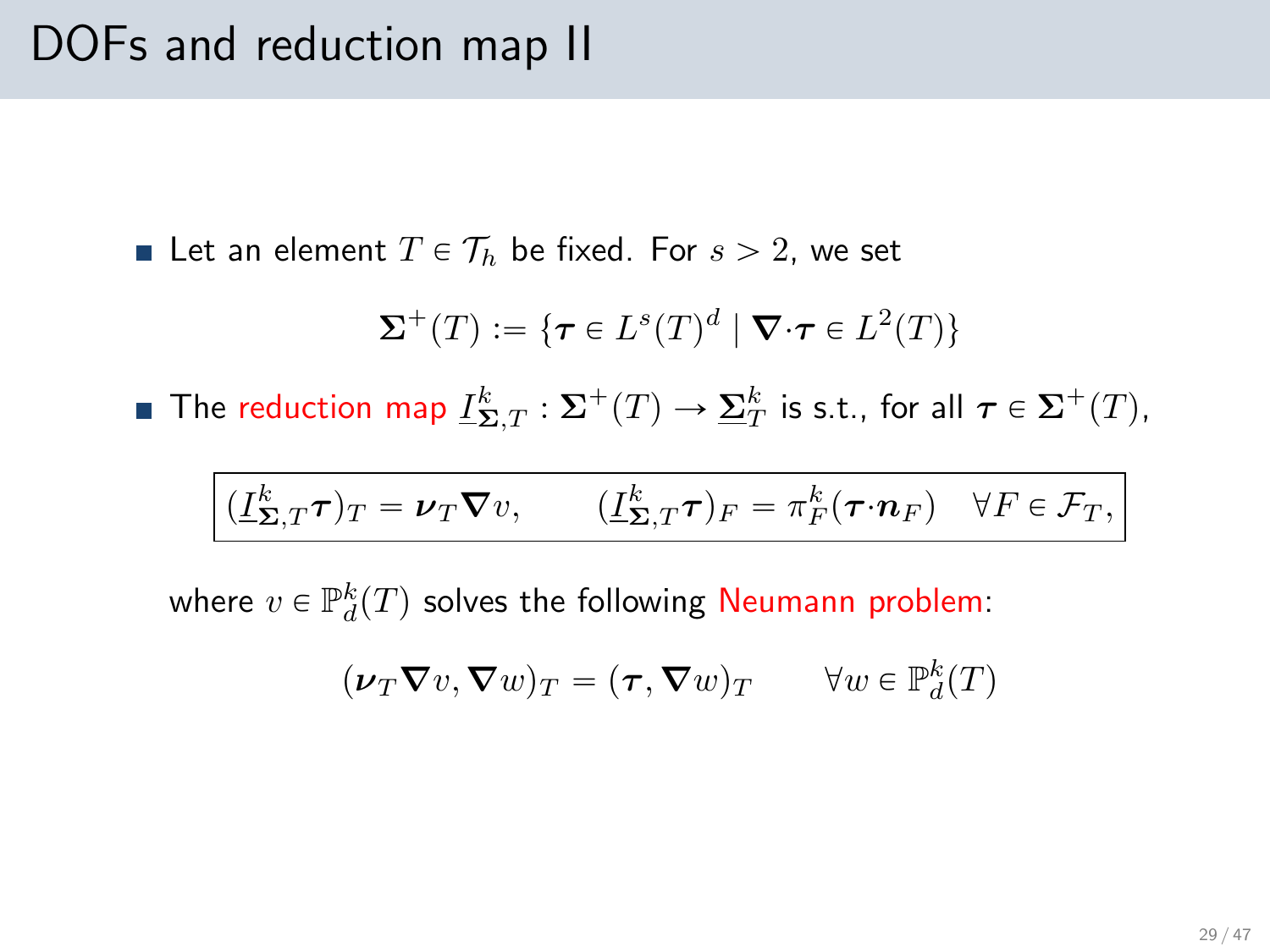# DOFs and reduction map II

- Let an element $T \in \mathcal{T}_h$ be fixed. For $s > 2$, we set

$$\boldsymbol{\Sigma}^+(T) := \{\boldsymbol{\tau} \in L^s(T)^d \mid \boldsymbol{\nabla}\cdot\boldsymbol{\tau} \in L^2(T)\}$$

- The reduction map $\underline{I}^k_{\boldsymbol{\Sigma},T} : \boldsymbol{\Sigma}^+(T) \to \underline{\boldsymbol{\Sigma}}^k_T$ is s.t., for all $\boldsymbol{\tau} \in \boldsymbol{\Sigma}^+(T)$,

$$\boxed{(\underline{I}^k_{\boldsymbol{\Sigma},T}\boldsymbol{\tau})_T = \boldsymbol{\nu}_T\boldsymbol{\nabla}v, \qquad (\underline{I}^k_{\boldsymbol{\Sigma},T}\boldsymbol{\tau})_F = \pi^k_F(\boldsymbol{\tau}\cdot\boldsymbol{n}_F) \quad \forall F \in \mathcal{F}_T,}$$

where $v \in \mathbb{P}^k_d(T)$ solves the following Neumann problem:

$$(\boldsymbol{\nu}_T\boldsymbol{\nabla}v, \boldsymbol{\nabla}w)_T = (\boldsymbol{\tau}, \boldsymbol{\nabla}w)_T \qquad \forall w \in \mathbb{P}^k_d(T)$$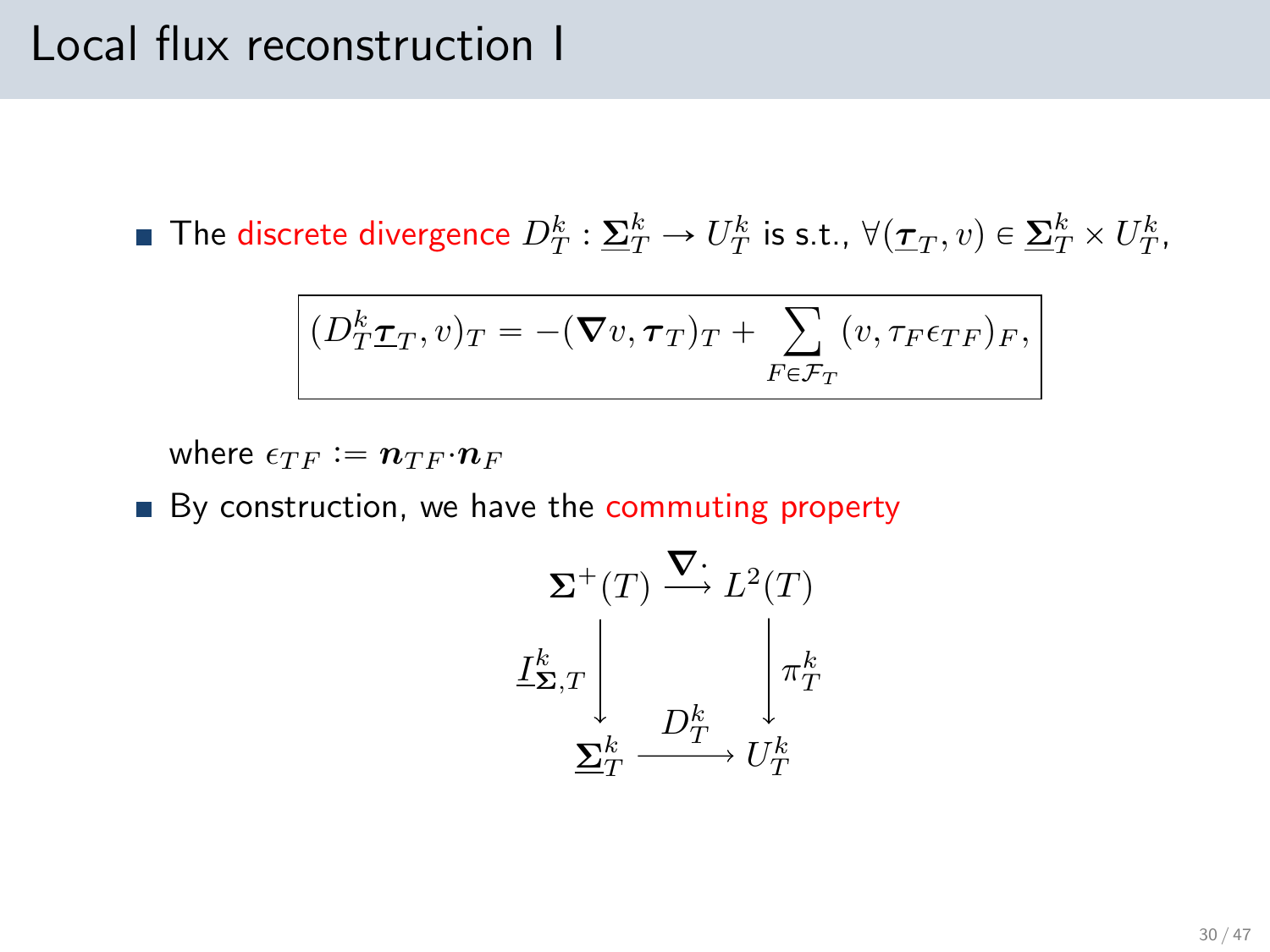# Local flux reconstruction I

- The discrete divergence $D_T^k : \underline{\boldsymbol{\Sigma}}_T^k \to U_T^k$ is s.t., $\forall(\underline{\boldsymbol{\tau}}_T, v) \in \underline{\boldsymbol{\Sigma}}_T^k \times U_T^k$,

$$
\boxed{(D_T^k \underline{\boldsymbol{\tau}}_T, v)_T = -(\boldsymbol{\nabla} v, \boldsymbol{\tau}_T)_T + \sum_{F \in \mathcal{F}_T} (v, \tau_F \epsilon_{TF})_F,}
$$

  where $\epsilon_{TF} := \boldsymbol{n}_{TF} \cdot \boldsymbol{n}_F$

- By construction, we have the commuting property

$$
\begin{array}{ccc}
\boldsymbol{\Sigma}^+(T) & \xrightarrow{\boldsymbol{\nabla}\cdot} & L^2(T) \\
\underline{\boldsymbol{I}}_{\boldsymbol{\Sigma},T}^k \big\downarrow & & \big\downarrow \pi_T^k \\
\underline{\boldsymbol{\Sigma}}_T^k & \xrightarrow{D_T^k} & U_T^k
\end{array}
$$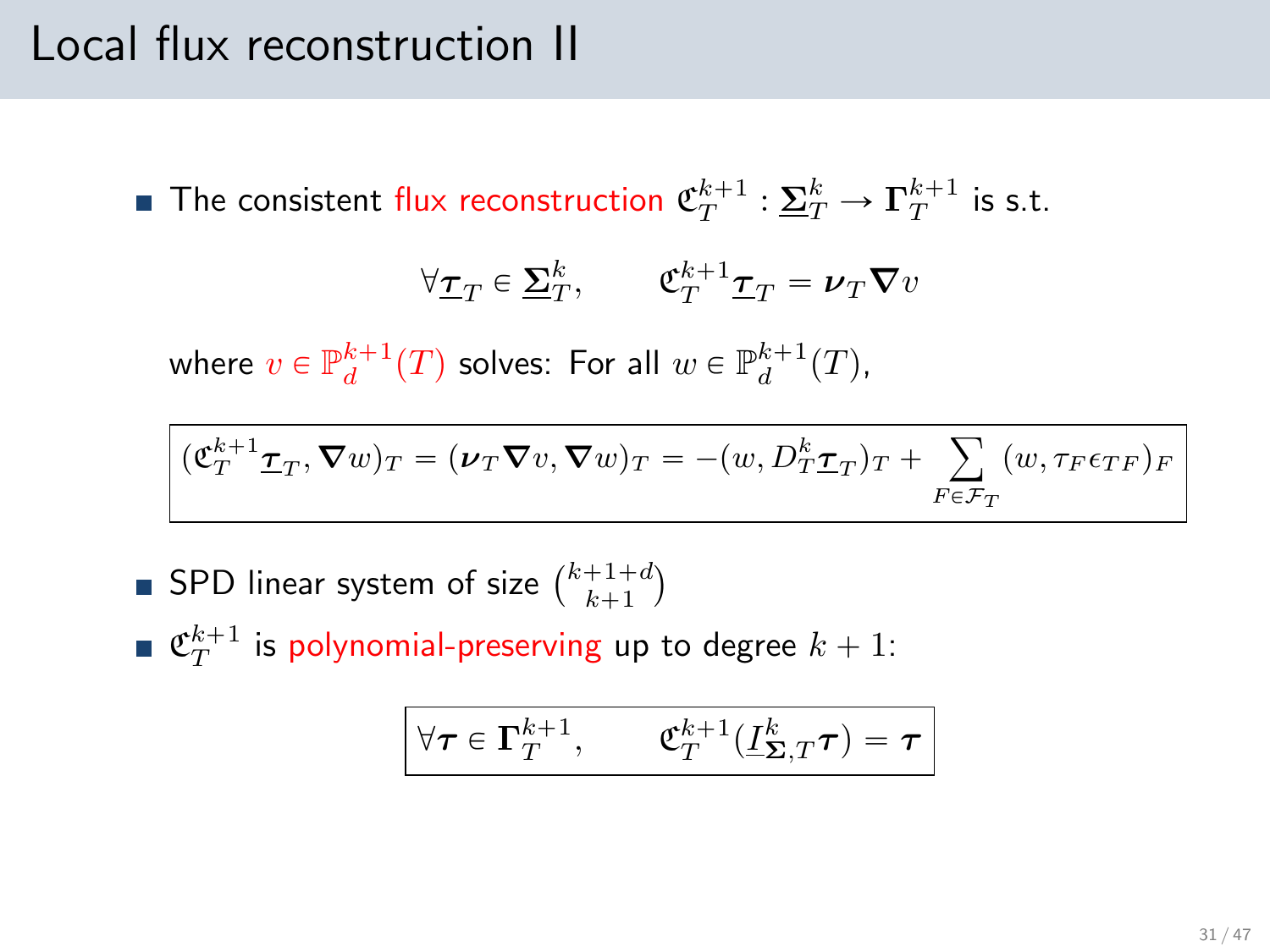# Local flux reconstruction II

- The consistent flux reconstruction $\mathfrak{C}_T^{k+1} : \underline{\mathbf{\Sigma}}_T^k \to \mathbf{\Gamma}_T^{k+1}$ is s.t.

$$\forall \underline{\boldsymbol{\tau}}_T \in \underline{\mathbf{\Sigma}}_T^k, \qquad \mathfrak{C}_T^{k+1} \underline{\boldsymbol{\tau}}_T = \boldsymbol{\nu}_T \boldsymbol{\nabla} v$$

  where $v \in \mathbb{P}_d^{k+1}(T)$ solves: For all $w \in \mathbb{P}_d^{k+1}(T)$,

$$(\mathfrak{C}_T^{k+1} \underline{\boldsymbol{\tau}}_T, \boldsymbol{\nabla} w)_T = (\boldsymbol{\nu}_T \boldsymbol{\nabla} v, \boldsymbol{\nabla} w)_T = -(w, D_T^k \underline{\boldsymbol{\tau}}_T)_T + \sum_{F \in \mathcal{F}_T} (w, \tau_F \epsilon_{TF})_F$$

- SPD linear system of size $\binom{k+1+d}{k+1}$
- $\mathfrak{C}_T^{k+1}$ is polynomial-preserving up to degree $k+1$:

$$\forall \boldsymbol{\tau} \in \mathbf{\Gamma}_T^{k+1}, \qquad \mathfrak{C}_T^{k+1}(\underline{I}_{\mathbf{\Sigma},T}^k \boldsymbol{\tau}) = \boldsymbol{\tau}$$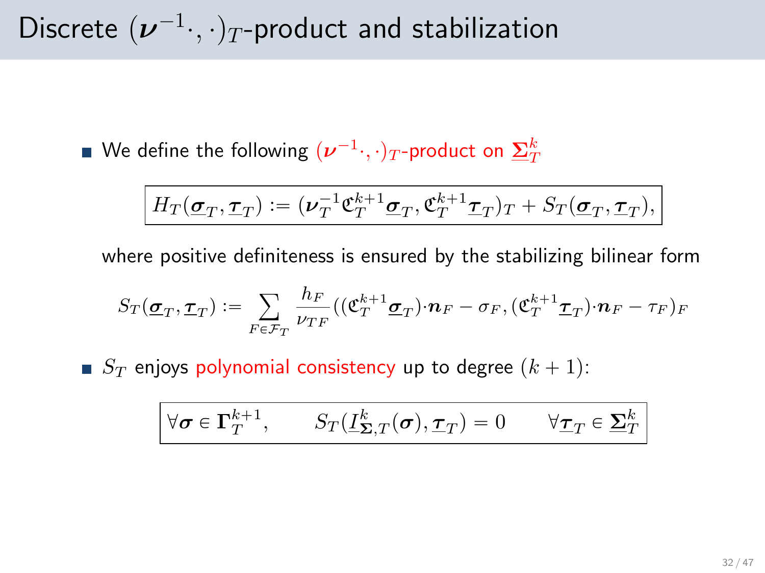# Discrete $(\boldsymbol{\nu}^{-1}\cdot,\cdot)_T$-product and stabilization

- We define the following $(\boldsymbol{\nu}^{-1}\cdot,\cdot)_T$-product on $\underline{\boldsymbol{\Sigma}}_T^k$

$$
\boxed{H_T(\underline{\boldsymbol{\sigma}}_T,\underline{\boldsymbol{\tau}}_T) := (\boldsymbol{\nu}_T^{-1}\mathfrak{C}_T^{k+1}\underline{\boldsymbol{\sigma}}_T,\mathfrak{C}_T^{k+1}\underline{\boldsymbol{\tau}}_T)_T + S_T(\underline{\boldsymbol{\sigma}}_T,\underline{\boldsymbol{\tau}}_T),}
$$

  where positive definiteness is ensured by the stabilizing bilinear form

$$
S_T(\underline{\boldsymbol{\sigma}}_T,\underline{\boldsymbol{\tau}}_T) := \sum_{F\in\mathcal{F}_T}\frac{h_F}{\nu_{TF}}((\mathfrak{C}_T^{k+1}\underline{\boldsymbol{\sigma}}_T)\cdot\boldsymbol{n}_F-\sigma_F,(\mathfrak{C}_T^{k+1}\underline{\boldsymbol{\tau}}_T)\cdot\boldsymbol{n}_F-\tau_F)_F
$$

- $S_T$ enjoys polynomial consistency up to degree $(k+1)$:

$$
\boxed{\forall\boldsymbol{\sigma}\in\boldsymbol{\Gamma}_T^{k+1},\qquad S_T(\underline{I}_{\boldsymbol{\Sigma},T}^k(\boldsymbol{\sigma}),\underline{\boldsymbol{\tau}}_T)=0\qquad\forall\underline{\boldsymbol{\tau}}_T\in\underline{\boldsymbol{\Sigma}}_T^k}
$$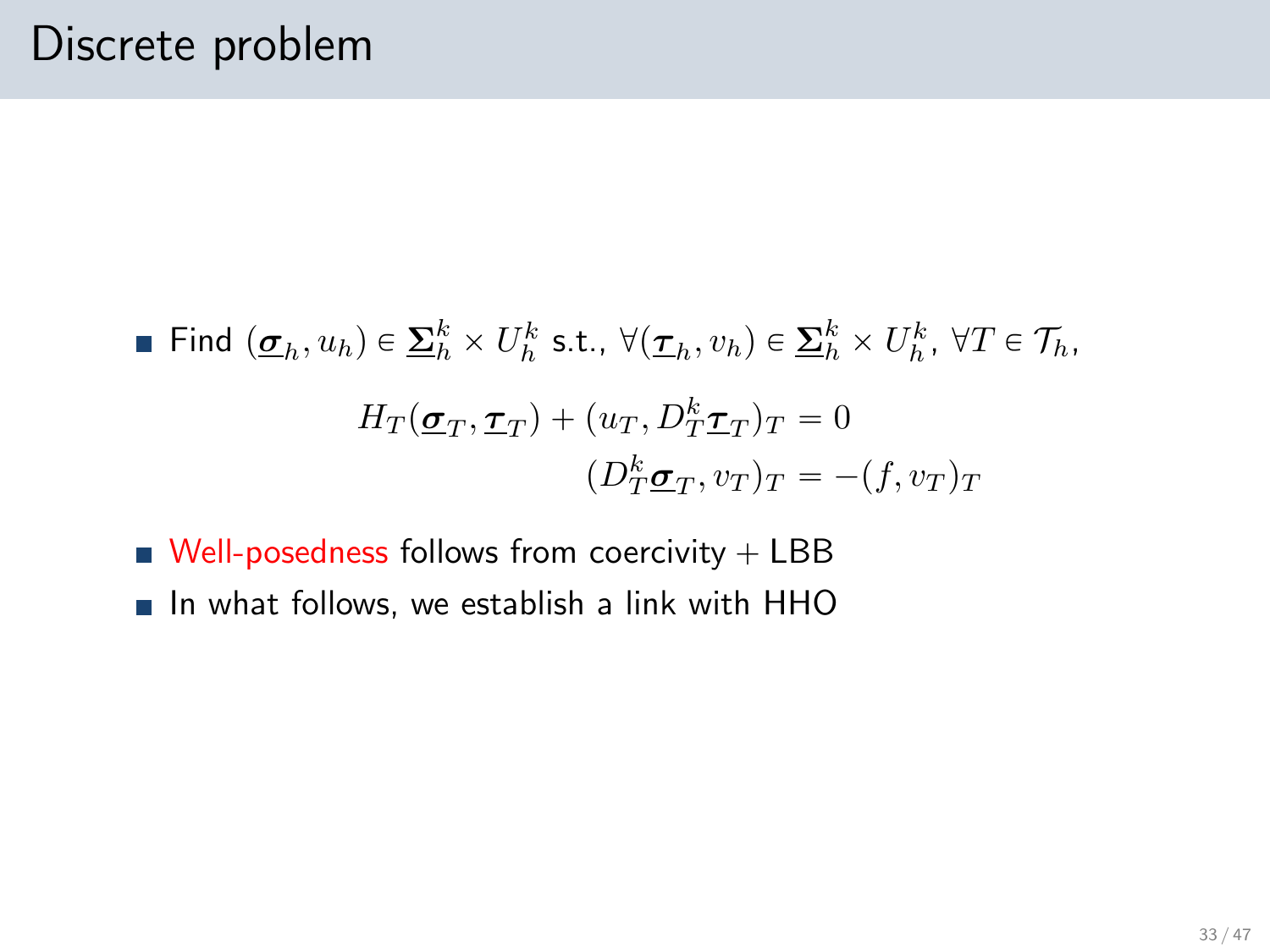# Discrete problem

- Find $(\underline{\boldsymbol{\sigma}}_h, u_h) \in \underline{\boldsymbol{\Sigma}}_h^k \times U_h^k$ s.t., $\forall (\underline{\boldsymbol{\tau}}_h, v_h) \in \underline{\boldsymbol{\Sigma}}_h^k \times U_h^k$, $\forall T \in \mathcal{T}_h$,

$$
\begin{aligned}
H_T(\underline{\boldsymbol{\sigma}}_T, \underline{\boldsymbol{\tau}}_T) + (u_T, D_T^k \underline{\boldsymbol{\tau}}_T)_T &= 0 \\
(D_T^k \underline{\boldsymbol{\sigma}}_T, v_T)_T &= -(f, v_T)_T
\end{aligned}
$$

- Well-posedness follows from coercivity + LBB
- In what follows, we establish a link with HHO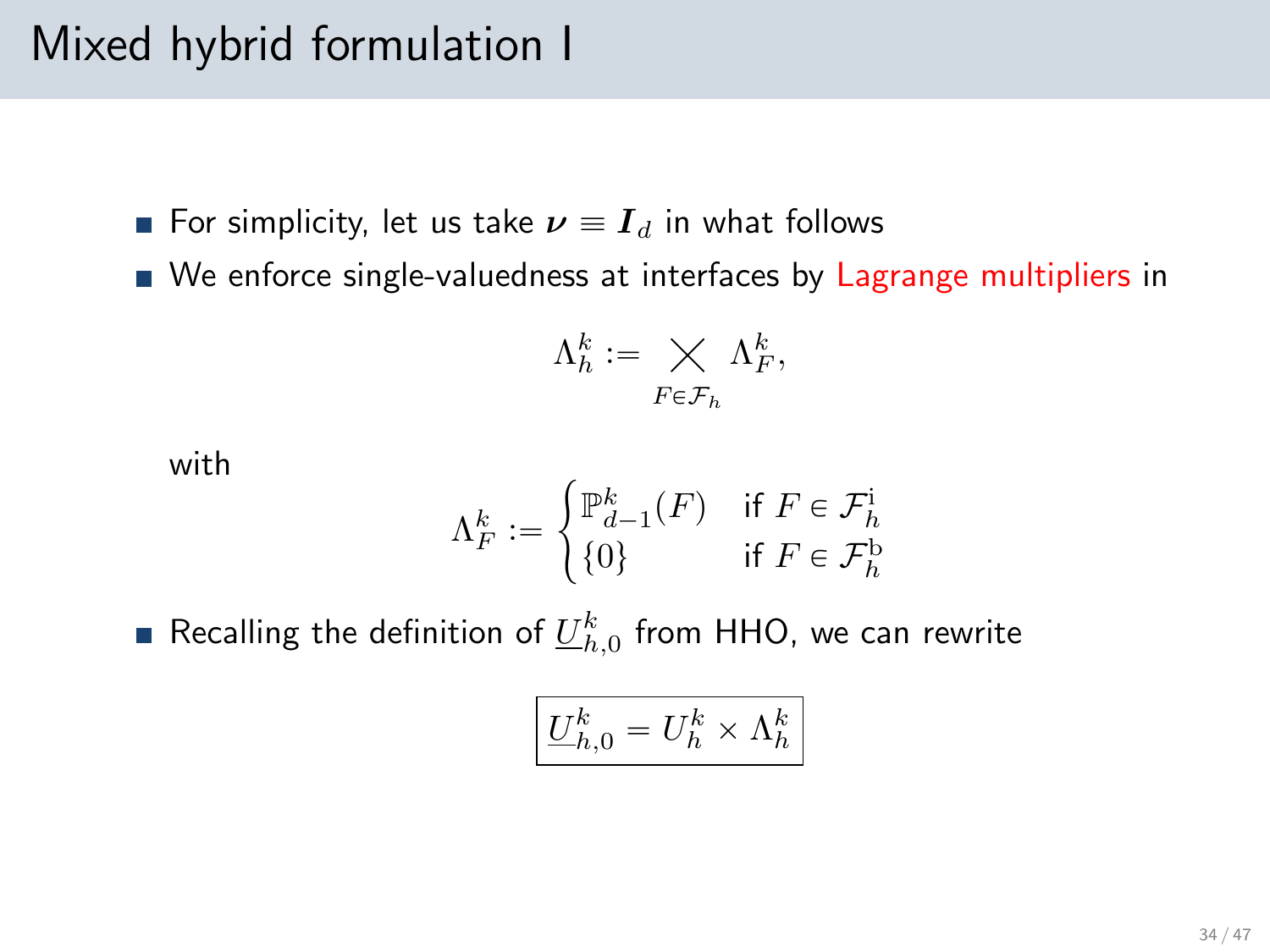# Mixed hybrid formulation I

- For simplicity, let us take $\boldsymbol{\nu} \equiv \boldsymbol{I}_d$ in what follows
- We enforce single-valuedness at interfaces by Lagrange multipliers in

$$\Lambda_h^k := \bigtimes_{F \in \mathcal{F}_h} \Lambda_F^k,$$

with

$$\Lambda_F^k := \begin{cases} \mathbb{P}_{d-1}^k(F) & \text{if } F \in \mathcal{F}_h^{\rm i} \\ \{0\} & \text{if } F \in \mathcal{F}_h^{\rm b} \end{cases}$$

- Recalling the definition of $\underline{U}_{h,0}^k$ from HHO, we can rewrite

$$\boxed{\underline{U}_{h,0}^k = U_h^k \times \Lambda_h^k}$$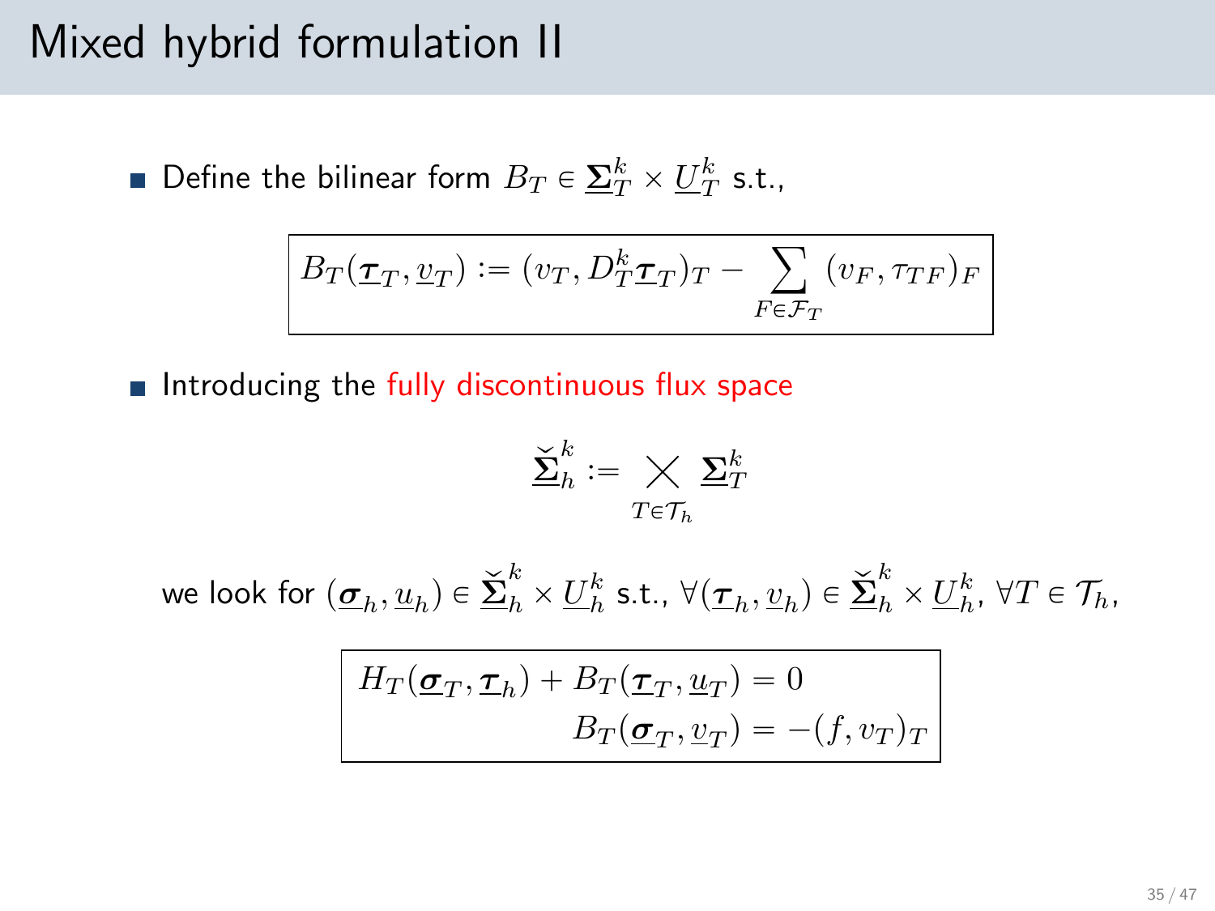# Mixed hybrid formulation II

- Define the bilinear form $B_T \in \underline{\mathbf{\Sigma}}_T^k \times \underline{U}_T^k$ s.t.,

$$
\boxed{B_T(\underline{\boldsymbol{\tau}}_T, \underline{v}_T) := (v_T, D_T^k \underline{\boldsymbol{\tau}}_T)_T - \sum_{F \in \mathcal{F}_T} (v_F, \tau_{TF})_F}
$$

- Introducing the fully discontinuous flux space

$$
\underline{\check{\mathbf{\Sigma}}}_h^k := \bigtimes_{T \in \mathcal{T}_h} \underline{\mathbf{\Sigma}}_T^k
$$

we look for $(\underline{\boldsymbol{\sigma}}_h, \underline{u}_h) \in \underline{\check{\mathbf{\Sigma}}}_h^k \times \underline{U}_h^k$ s.t., $\forall (\underline{\boldsymbol{\tau}}_h, \underline{v}_h) \in \underline{\check{\mathbf{\Sigma}}}_h^k \times \underline{U}_h^k$, $\forall T \in \mathcal{T}_h$,

$$
\boxed{
\begin{aligned}
H_T(\underline{\boldsymbol{\sigma}}_T, \underline{\boldsymbol{\tau}}_h) + B_T(\underline{\boldsymbol{\tau}}_T, \underline{u}_T) &= 0 \\
B_T(\underline{\boldsymbol{\sigma}}_T, \underline{v}_T) &= -(f, v_T)_T
\end{aligned}
}
$$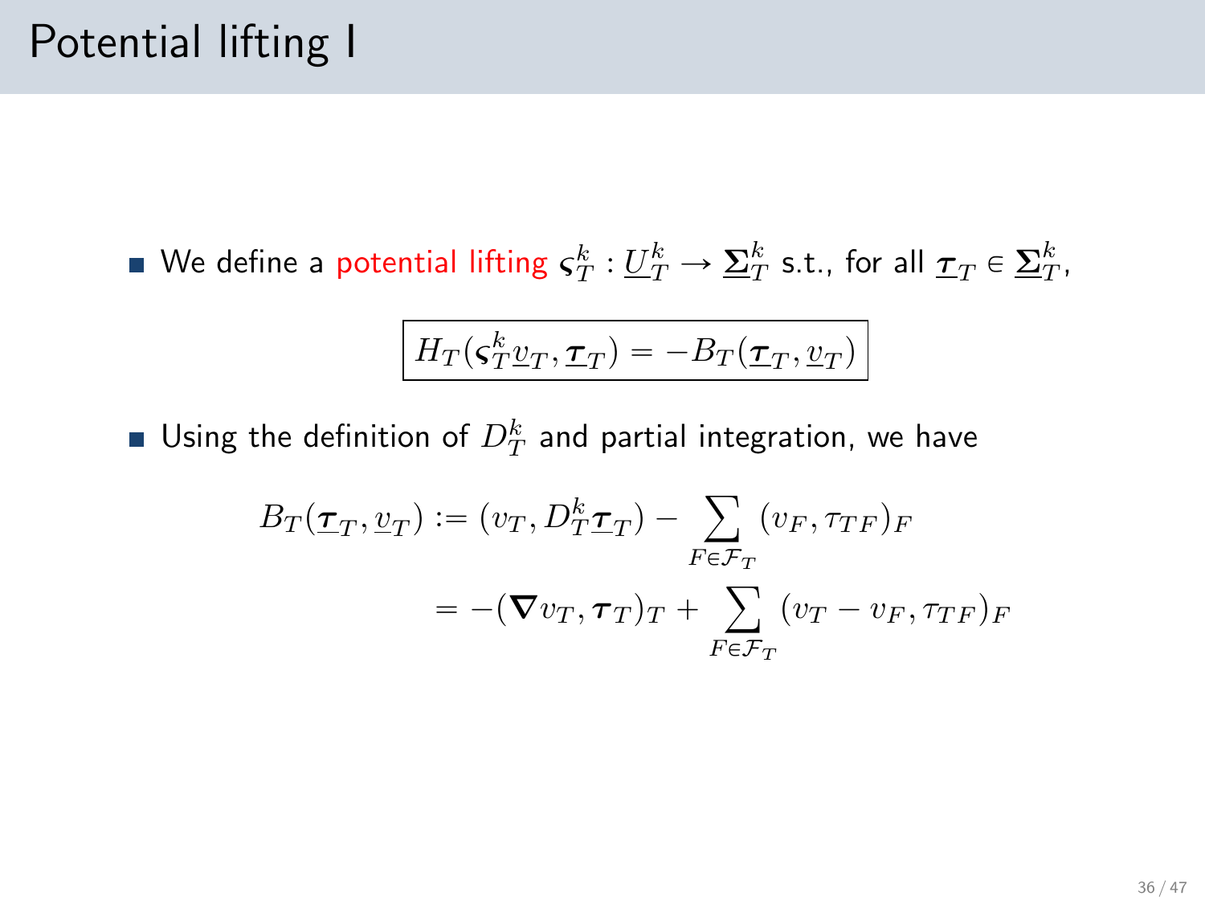# Potential lifting I

- We define a potential lifting $\varsigma_T^k : \underline{U}_T^k \to \underline{\boldsymbol{\Sigma}}_T^k$ s.t., for all $\underline{\boldsymbol{\tau}}_T \in \underline{\boldsymbol{\Sigma}}_T^k$,

$$\boxed{H_T(\varsigma_T^k \underline{v}_T, \underline{\boldsymbol{\tau}}_T) = -B_T(\underline{\boldsymbol{\tau}}_T, \underline{v}_T)}$$

- Using the definition of $D_T^k$ and partial integration, we have

$$\begin{aligned}
B_T(\underline{\boldsymbol{\tau}}_T, \underline{v}_T) &:= (v_T, D_T^k \underline{\boldsymbol{\tau}}_T) - \sum_{F \in \mathcal{F}_T} (v_F, \tau_{TF})_F \\
&= -(\boldsymbol{\nabla} v_T, \boldsymbol{\tau}_T)_T + \sum_{F \in \mathcal{F}_T} (v_T - v_F, \tau_{TF})_F
\end{aligned}$$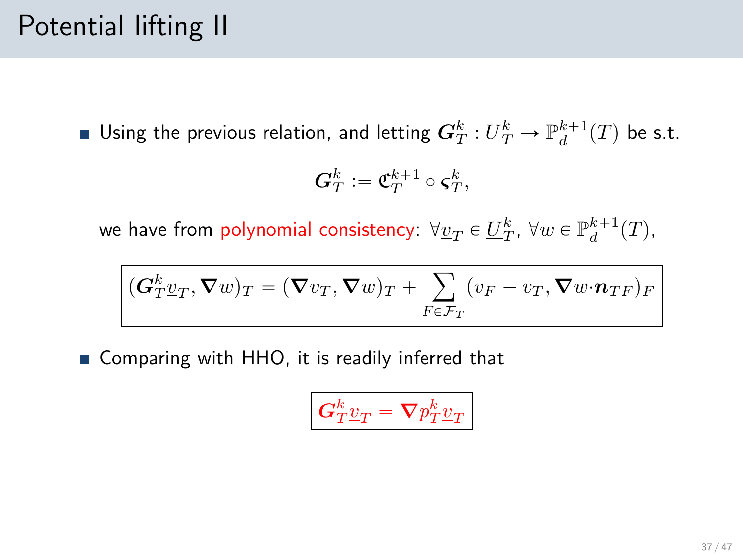# Potential lifting II

- Using the previous relation, and letting $\boldsymbol{G}_T^k : \underline{U}_T^k \to \mathbb{P}_d^{k+1}(T)$ be s.t.

$$\boldsymbol{G}_T^k := \mathfrak{C}_T^{k+1} \circ \boldsymbol{\varsigma}_T^k,$$

we have from polynomial consistency: $\forall \underline{v}_T \in \underline{U}_T^k$, $\forall w \in \mathbb{P}_d^{k+1}(T)$,

$$\boxed{(\boldsymbol{G}_T^k \underline{v}_T, \boldsymbol{\nabla} w)_T = (\boldsymbol{\nabla} v_T, \boldsymbol{\nabla} w)_T + \sum_{F \in \mathcal{F}_T} (v_F - v_T, \boldsymbol{\nabla} w \cdot \boldsymbol{n}_{TF})_F}$$

- Comparing with HHO, it is readily inferred that

$$\boxed{\boldsymbol{G}_T^k \underline{v}_T = \boldsymbol{\nabla} p_T^k \underline{v}_T}$$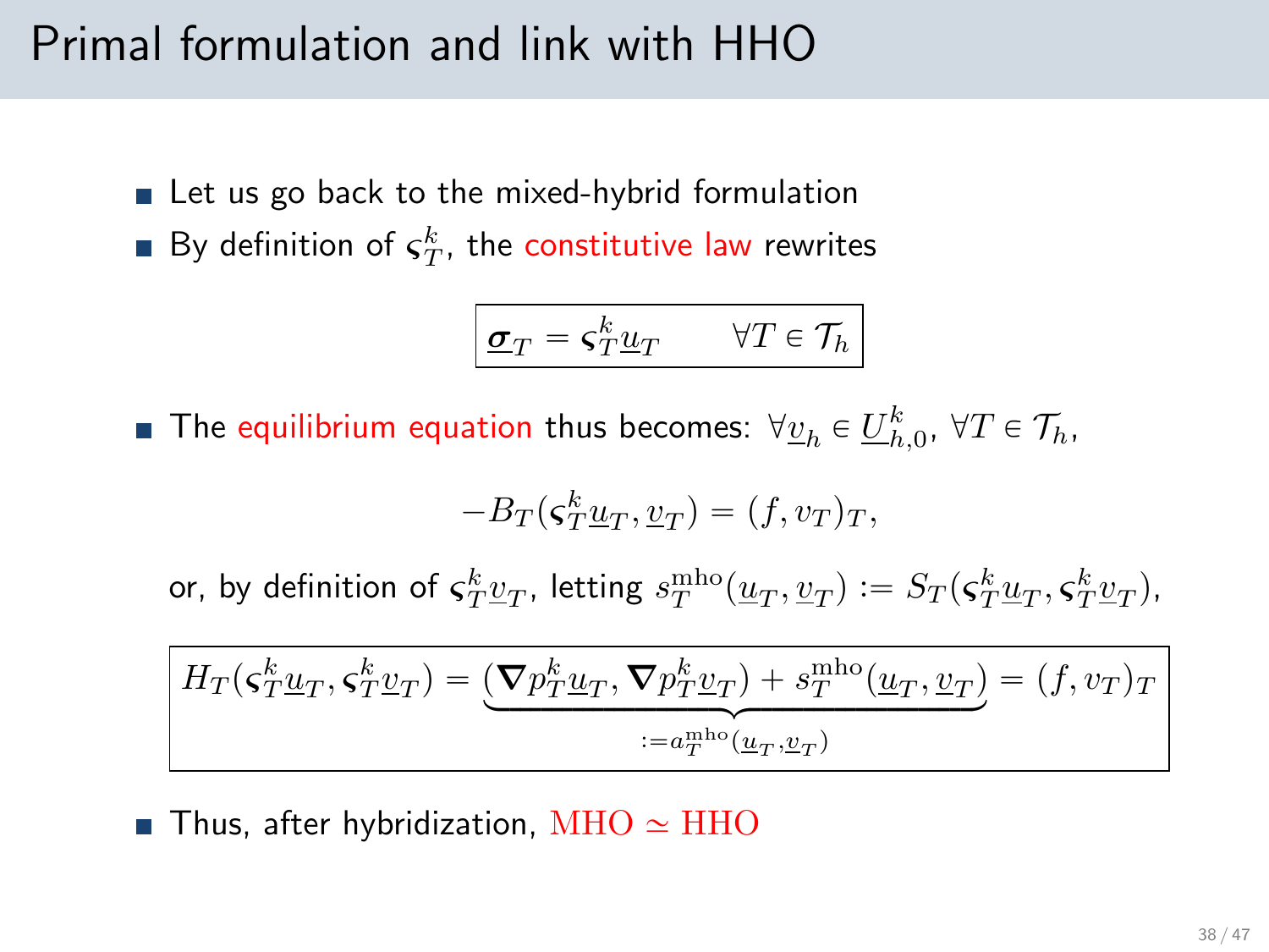# Primal formulation and link with HHO

- Let us go back to the mixed-hybrid formulation
- By definition of $\varsigma_T^k$, the constitutive law rewrites

$$\boxed{\underline{\boldsymbol{\sigma}}_T = \varsigma_T^k \underline{u}_T \qquad \forall T \in \mathcal{T}_h}$$

- The equilibrium equation thus becomes: $\forall \underline{v}_h \in \underline{U}_{h,0}^k$, $\forall T \in \mathcal{T}_h$,

$$-B_T(\varsigma_T^k \underline{u}_T, \underline{v}_T) = (f, v_T)_T,$$

or, by definition of $\varsigma_T^k \underline{v}_T$, letting $s_T^{\text{mho}}(\underline{u}_T, \underline{v}_T) := S_T(\varsigma_T^k \underline{u}_T, \varsigma_T^k \underline{v}_T)$,

$$\boxed{H_T(\varsigma_T^k \underline{u}_T, \varsigma_T^k \underline{v}_T) = \underbrace{(\boldsymbol{\nabla} p_T^k \underline{u}_T, \boldsymbol{\nabla} p_T^k \underline{v}_T) + s_T^{\text{mho}}(\underline{u}_T, \underline{v}_T)}_{:= a_T^{\text{mho}}(\underline{u}_T, \underline{v}_T)} = (f, v_T)_T}$$

- Thus, after hybridization, $\text{MHO} \simeq \text{HHO}$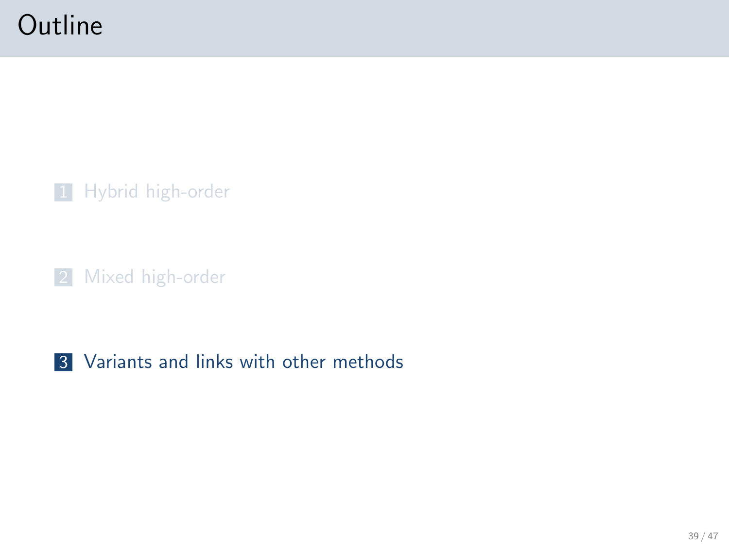# Outline

1. Hybrid high-order

2. Mixed high-order

3. Variants and links with other methods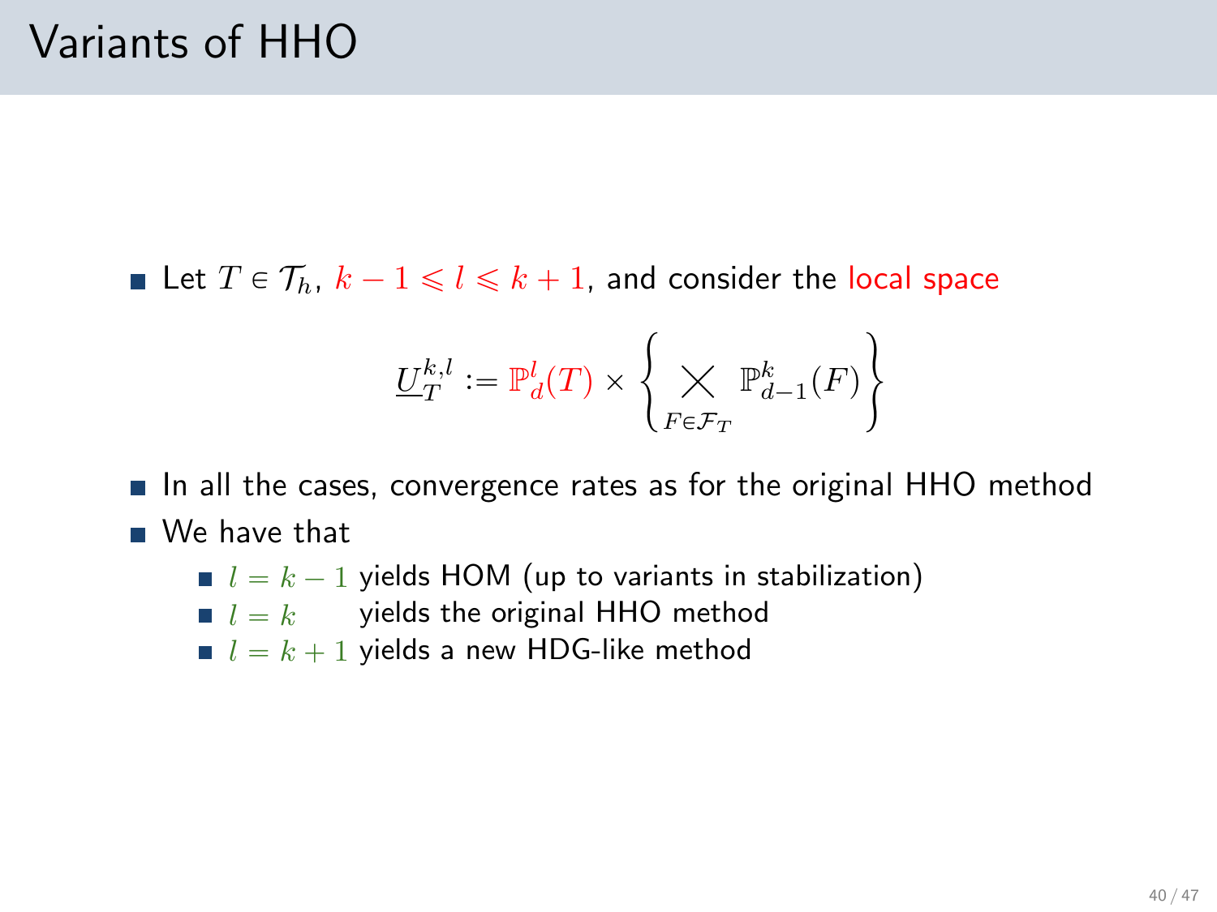# Variants of HHO

- Let $T \in \mathcal{T}_h$, $k-1 \leqslant l \leqslant k+1$, and consider the local space

$$\underline{U}_T^{k,l} := \mathbb{P}_d^l(T) \times \left\{ \bigtimes_{F \in \mathcal{F}_T} \mathbb{P}_{d-1}^k(F) \right\}$$

- In all the cases, convergence rates as for the original HHO method
- We have that
  - $l = k-1$ yields HOM (up to variants in stabilization)
  - $l = k$ yields the original HHO method
  - $l = k+1$ yields a new HDG-like method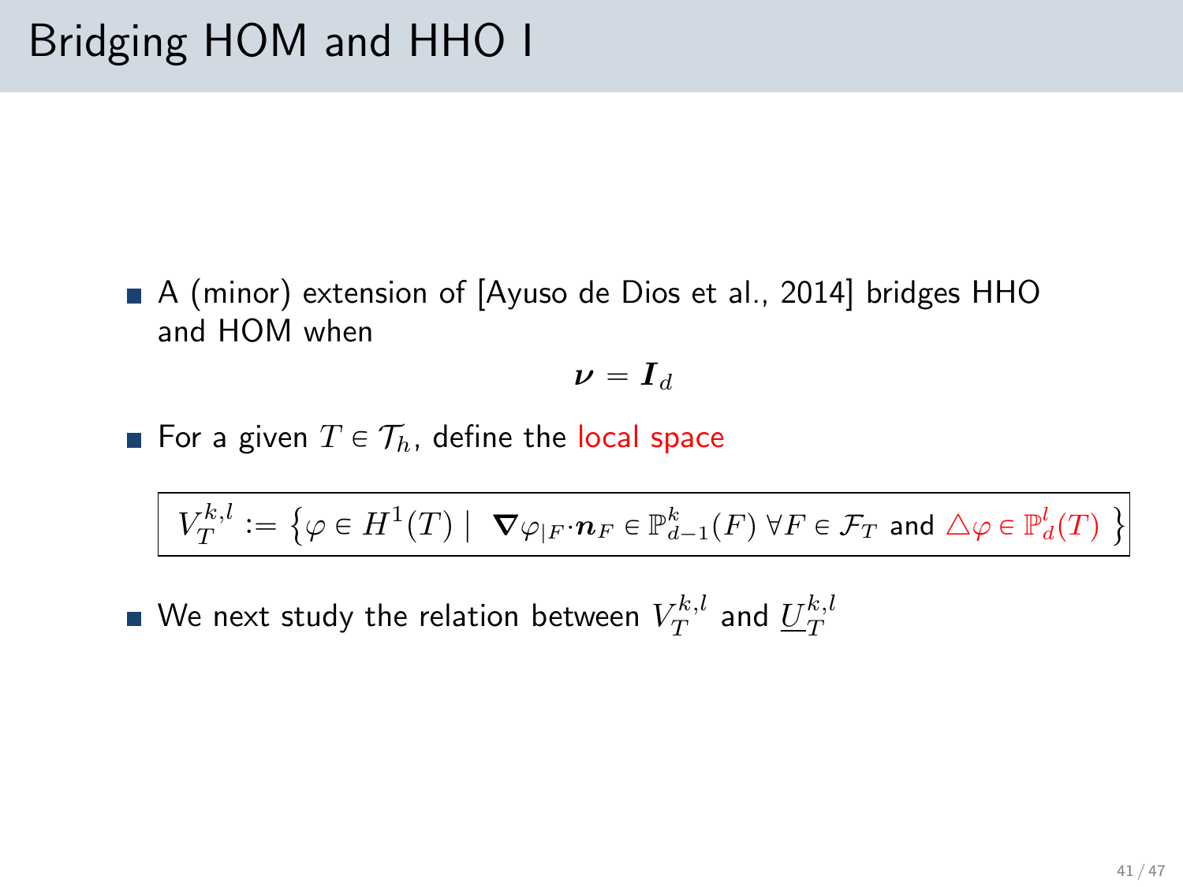# Bridging HOM and HHO I

- A (minor) extension of [Ayuso de Dios et al., 2014] bridges HHO and HOM when

$$\boldsymbol{\nu} = \boldsymbol{I}_d$$

- For a given $T \in \mathcal{T}_h$, define the local space

$$\boxed{V_T^{k,l} := \left\{\varphi \in H^1(T) \mid \ \boldsymbol{\nabla}\varphi_{|F}\cdot\boldsymbol{n}_F \in \mathbb{P}_{d-1}^k(F)\ \forall F \in \mathcal{F}_T \text{ and } \triangle\varphi \in \mathbb{P}_d^l(T)\ \right\}}$$

- We next study the relation between $V_T^{k,l}$ and $\underline{U}_T^{k,l}$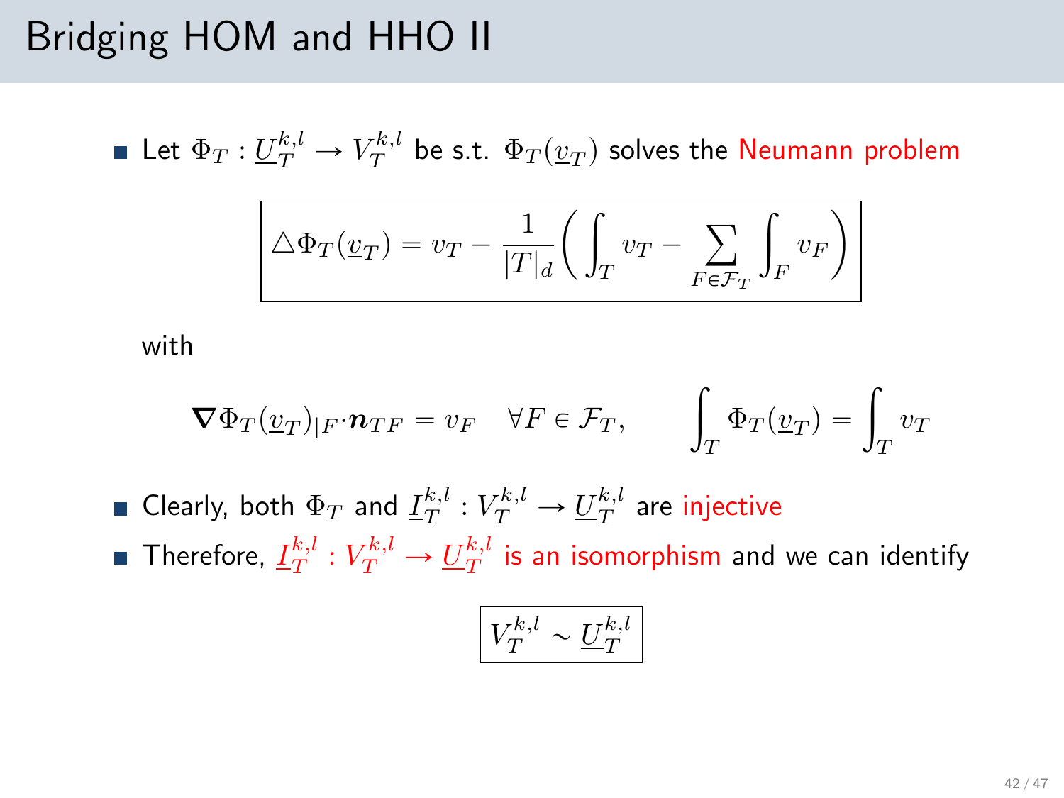# Bridging HOM and HHO II

- Let $\Phi_T : \underline{U}_T^{k,l} \to V_T^{k,l}$ be s.t. $\Phi_T(\underline{v}_T)$ solves the Neumann problem

$$\boxed{\triangle \Phi_T(\underline{v}_T) = v_T - \frac{1}{|T|_d}\left( \int_T v_T - \sum_{F \in \mathcal{F}_T} \int_F v_F \right)}$$

with

$$\boldsymbol{\nabla} \Phi_T(\underline{v}_T)_{|F} \cdot \boldsymbol{n}_{TF} = v_F \quad \forall F \in \mathcal{F}_T, \qquad \int_T \Phi_T(\underline{v}_T) = \int_T v_T$$

- Clearly, both $\Phi_T$ and $\underline{I}_T^{k,l} : V_T^{k,l} \to \underline{U}_T^{k,l}$ are injective
- Therefore, $\underline{I}_T^{k,l} : V_T^{k,l} \to \underline{U}_T^{k,l}$ is an isomorphism and we can identify

$$\boxed{V_T^{k,l} \sim \underline{U}_T^{k,l}}$$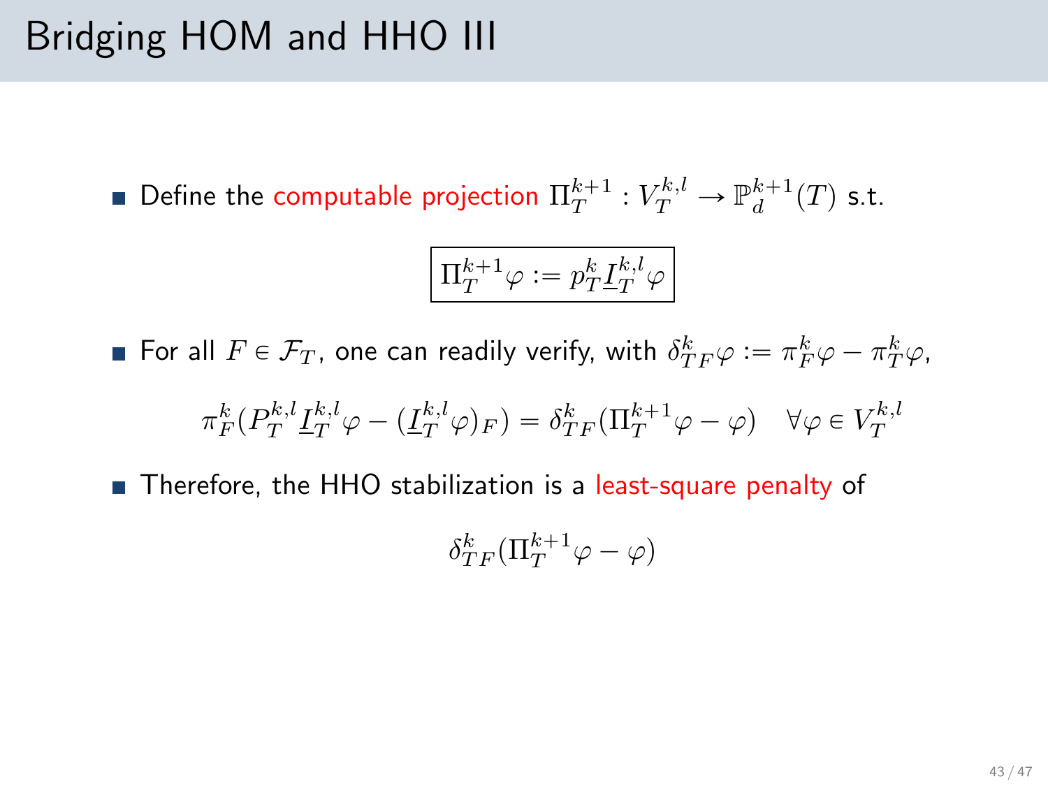# Bridging HOM and HHO III

- Define the computable projection $\Pi_T^{k+1} : V_T^{k,l} \to \mathbb{P}_d^{k+1}(T)$ s.t.

$$\boxed{\Pi_T^{k+1}\varphi := p_T^k \underline{I}_T^{k,l}\varphi}$$

- For all $F \in \mathcal{F}_T$, one can readily verify, with $\delta_{TF}^k\varphi := \pi_F^k\varphi - \pi_T^k\varphi$,

$$\pi_F^k(P_T^{k,l}\underline{I}_T^{k,l}\varphi - (\underline{I}_T^{k,l}\varphi)_F) = \delta_{TF}^k(\Pi_T^{k+1}\varphi - \varphi) \quad \forall \varphi \in V_T^{k,l}$$

- Therefore, the HHO stabilization is a least-square penalty of

$$\delta_{TF}^k(\Pi_T^{k+1}\varphi - \varphi)$$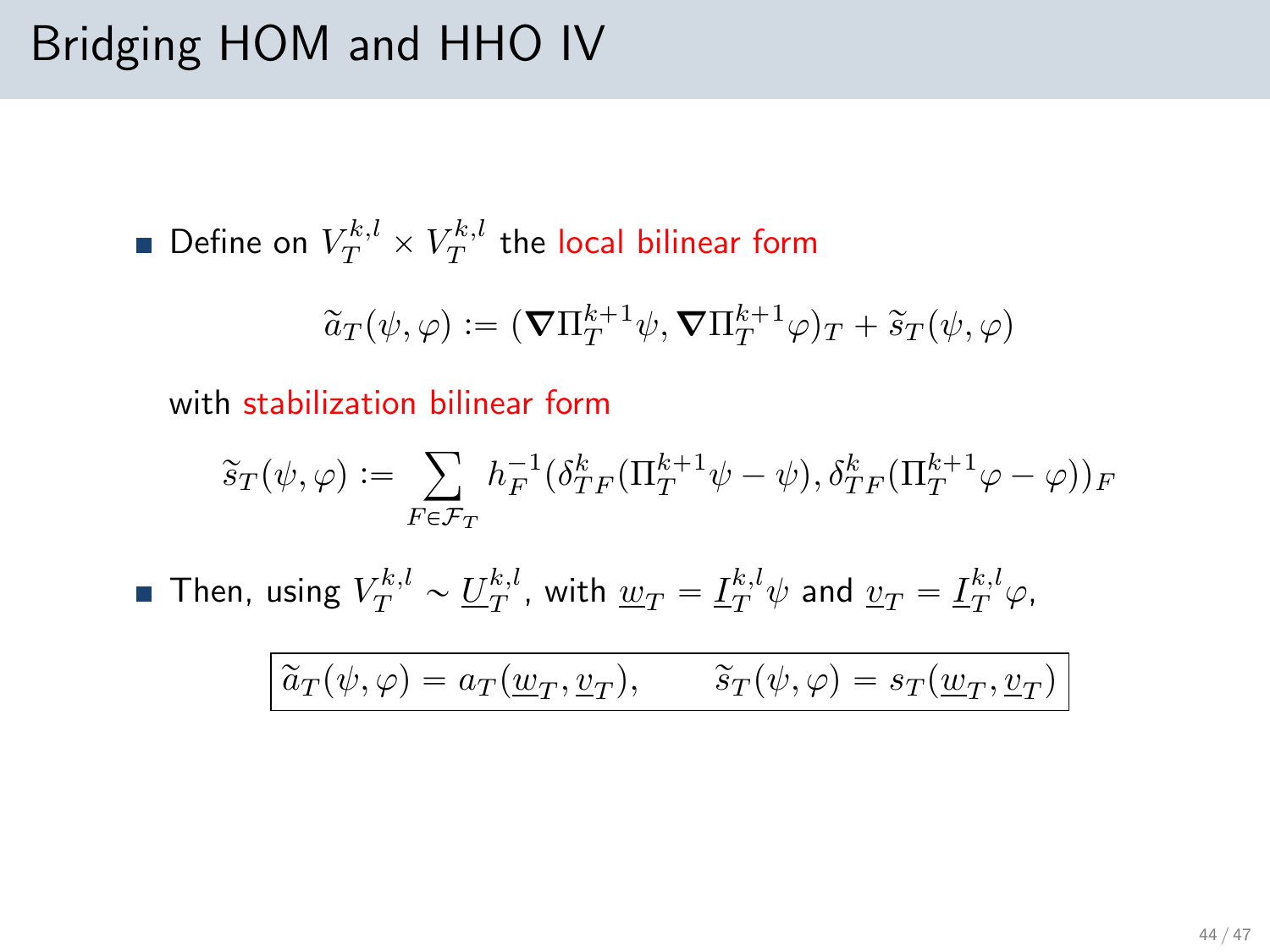# Bridging HOM and HHO IV

- Define on $V_T^{k,l} \times V_T^{k,l}$ the local bilinear form

$$\widetilde{a}_T(\psi, \varphi) := (\boldsymbol{\nabla}\Pi_T^{k+1}\psi, \boldsymbol{\nabla}\Pi_T^{k+1}\varphi)_T + \widetilde{s}_T(\psi, \varphi)$$

  with stabilization bilinear form

$$\widetilde{s}_T(\psi, \varphi) := \sum_{F \in \mathcal{F}_T} h_F^{-1}(\delta_{TF}^k(\Pi_T^{k+1}\psi - \psi), \delta_{TF}^k(\Pi_T^{k+1}\varphi - \varphi))_F$$

- Then, using $V_T^{k,l} \sim \underline{U}_T^{k,l}$, with $\underline{w}_T = \underline{I}_T^{k,l}\psi$ and $\underline{v}_T = \underline{I}_T^{k,l}\varphi$,

$$\boxed{\widetilde{a}_T(\psi, \varphi) = a_T(\underline{w}_T, \underline{v}_T), \qquad \widetilde{s}_T(\psi, \varphi) = s_T(\underline{w}_T, \underline{v}_T)}$$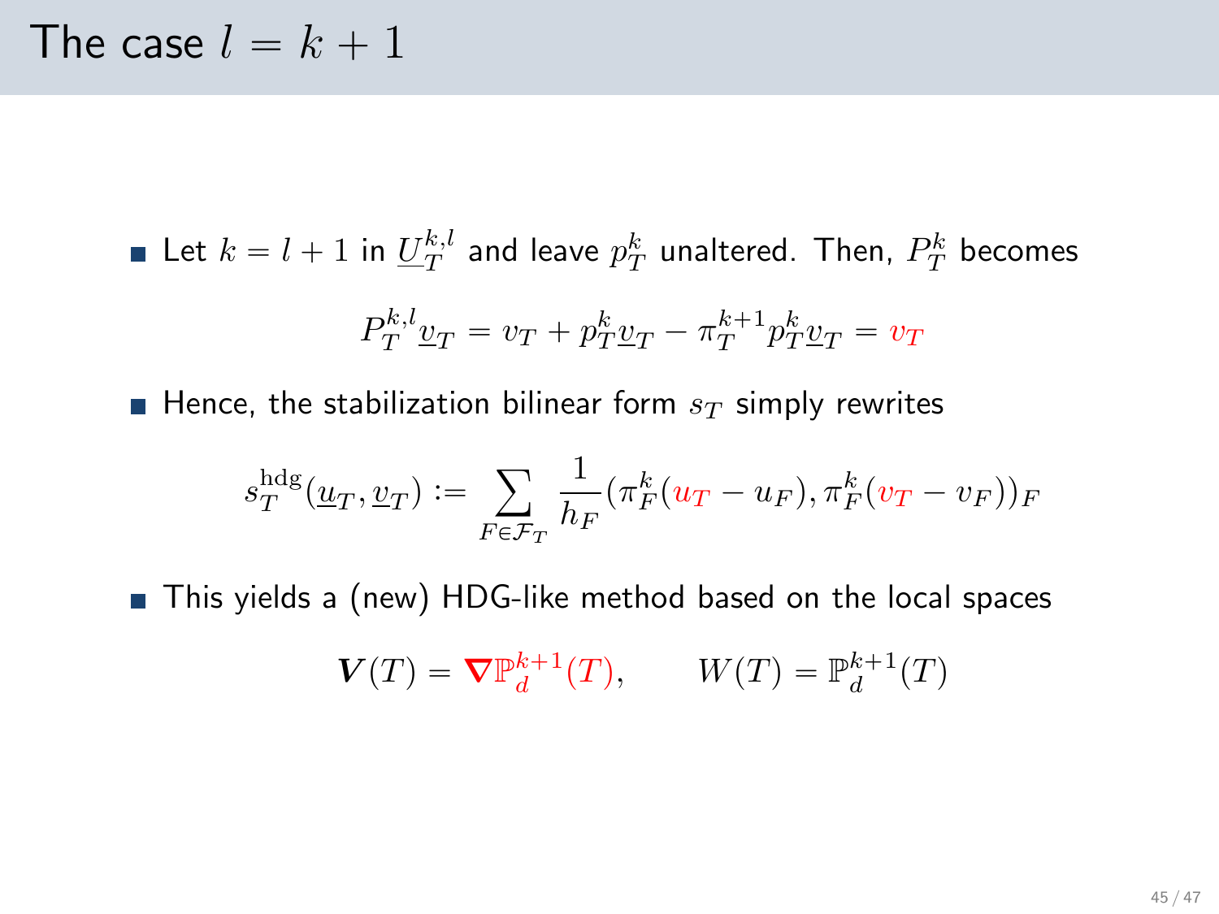# The case $l = k + 1$

- Let $k = l + 1$ in $\underline{U}_T^{k,l}$ and leave $p_T^k$ unaltered. Then, $P_T^k$ becomes

$$P_T^{k,l}\underline{v}_T = v_T + p_T^k\underline{v}_T - \pi_T^{k+1}p_T^k\underline{v}_T = v_T$$

- Hence, the stabilization bilinear form $s_T$ simply rewrites

$$s_T^{\mathrm{hdg}}(\underline{u}_T, \underline{v}_T) := \sum_{F\in\mathcal{F}_T} \frac{1}{h_F}(\pi_F^k(u_T - u_F), \pi_F^k(v_T - v_F))_F$$

- This yields a (new) HDG-like method based on the local spaces

$$\boldsymbol{V}(T) = \boldsymbol{\nabla}\mathbb{P}_d^{k+1}(T), \qquad W(T) = \mathbb{P}_d^{k+1}(T)$$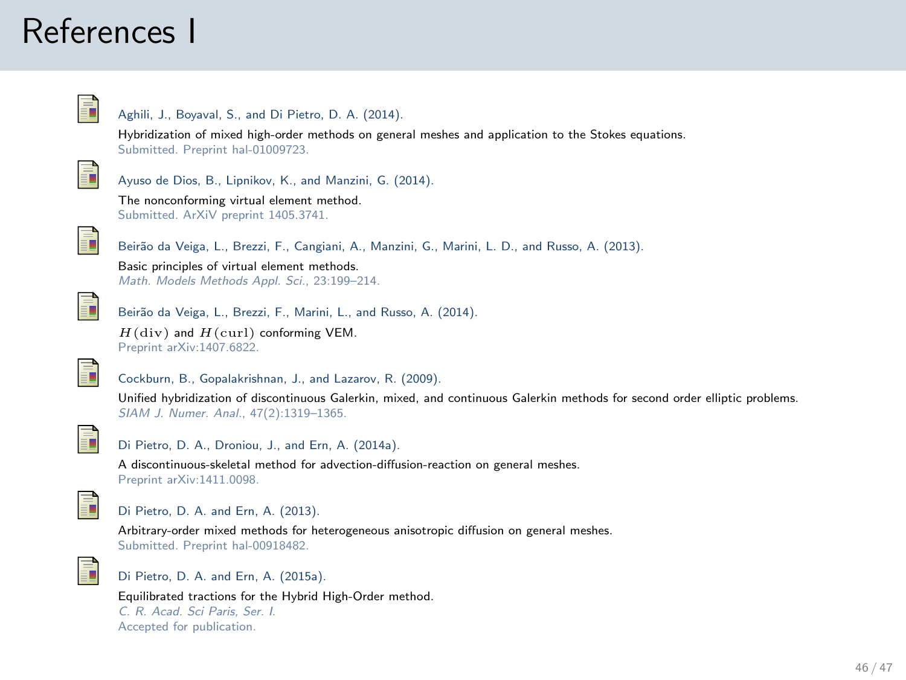# References I

Aghili, J., Boyaval, S., and Di Pietro, D. A. (2014).
Hybridization of mixed high-order methods on general meshes and application to the Stokes equations.
Submitted. Preprint hal-01009723.

Ayuso de Dios, B., Lipnikov, K., and Manzini, G. (2014).
The nonconforming virtual element method.
Submitted. ArXiV preprint 1405.3741.

Beirão da Veiga, L., Brezzi, F., Cangiani, A., Manzini, G., Marini, L. D., and Russo, A. (2013).
Basic principles of virtual element methods.
*Math. Models Methods Appl. Sci.*, 23:199–214.

Beirão da Veiga, L., Brezzi, F., Marini, L., and Russo, A. (2014).
$H(\mathrm{div})$ and $H(\mathrm{curl})$ conforming VEM.
Preprint arXiv:1407.6822.

Cockburn, B., Gopalakrishnan, J., and Lazarov, R. (2009).
Unified hybridization of discontinuous Galerkin, mixed, and continuous Galerkin methods for second order elliptic problems.
*SIAM J. Numer. Anal.*, 47(2):1319–1365.

Di Pietro, D. A., Droniou, J., and Ern, A. (2014a).
A discontinuous-skeletal method for advection-diffusion-reaction on general meshes.
Preprint arXiv:1411.0098.

Di Pietro, D. A. and Ern, A. (2013).
Arbitrary-order mixed methods for heterogeneous anisotropic diffusion on general meshes.
Submitted. Preprint hal-00918482.

Di Pietro, D. A. and Ern, A. (2015a).
Equilibrated tractions for the Hybrid High-Order method.
*C. R. Acad. Sci Paris, Ser. I.*
Accepted for publication.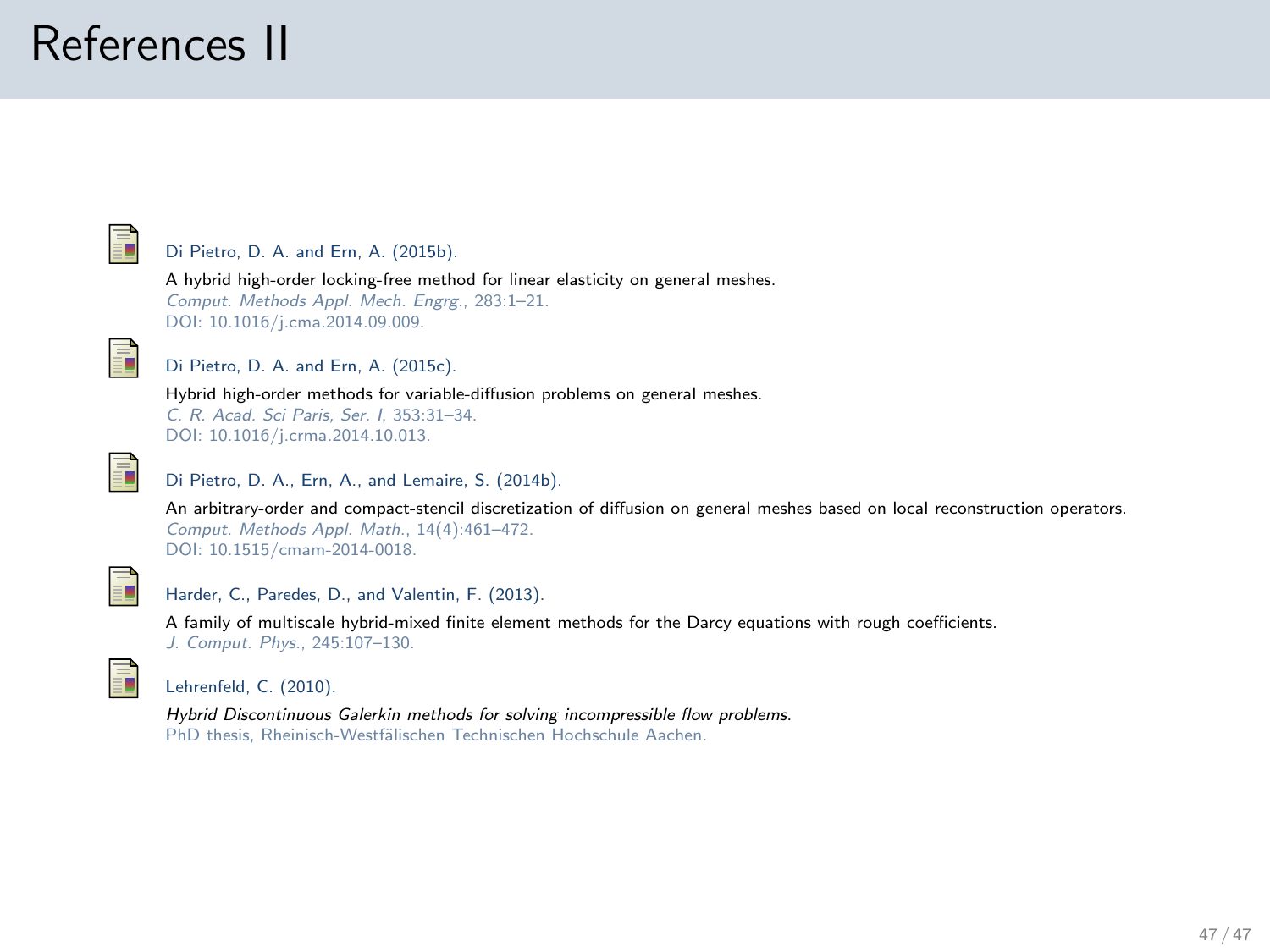# References II

Di Pietro, D. A. and Ern, A. (2015b).

A hybrid high-order locking-free method for linear elasticity on general meshes.
*Comput. Methods Appl. Mech. Engrg.*, 283:1–21.
DOI: 10.1016/j.cma.2014.09.009.

Di Pietro, D. A. and Ern, A. (2015c).

Hybrid high-order methods for variable-diffusion problems on general meshes.
*C. R. Acad. Sci Paris, Ser. I*, 353:31–34.
DOI: 10.1016/j.crma.2014.10.013.

Di Pietro, D. A., Ern, A., and Lemaire, S. (2014b).

An arbitrary-order and compact-stencil discretization of diffusion on general meshes based on local reconstruction operators.
*Comput. Methods Appl. Math.*, 14(4):461–472.
DOI: 10.1515/cmam-2014-0018.

Harder, C., Paredes, D., and Valentin, F. (2013).

A family of multiscale hybrid-mixed finite element methods for the Darcy equations with rough coefficients.
*J. Comput. Phys.*, 245:107–130.

Lehrenfeld, C. (2010).

*Hybrid Discontinuous Galerkin methods for solving incompressible flow problems.*
PhD thesis, Rheinisch-Westfälischen Technischen Hochschule Aachen.